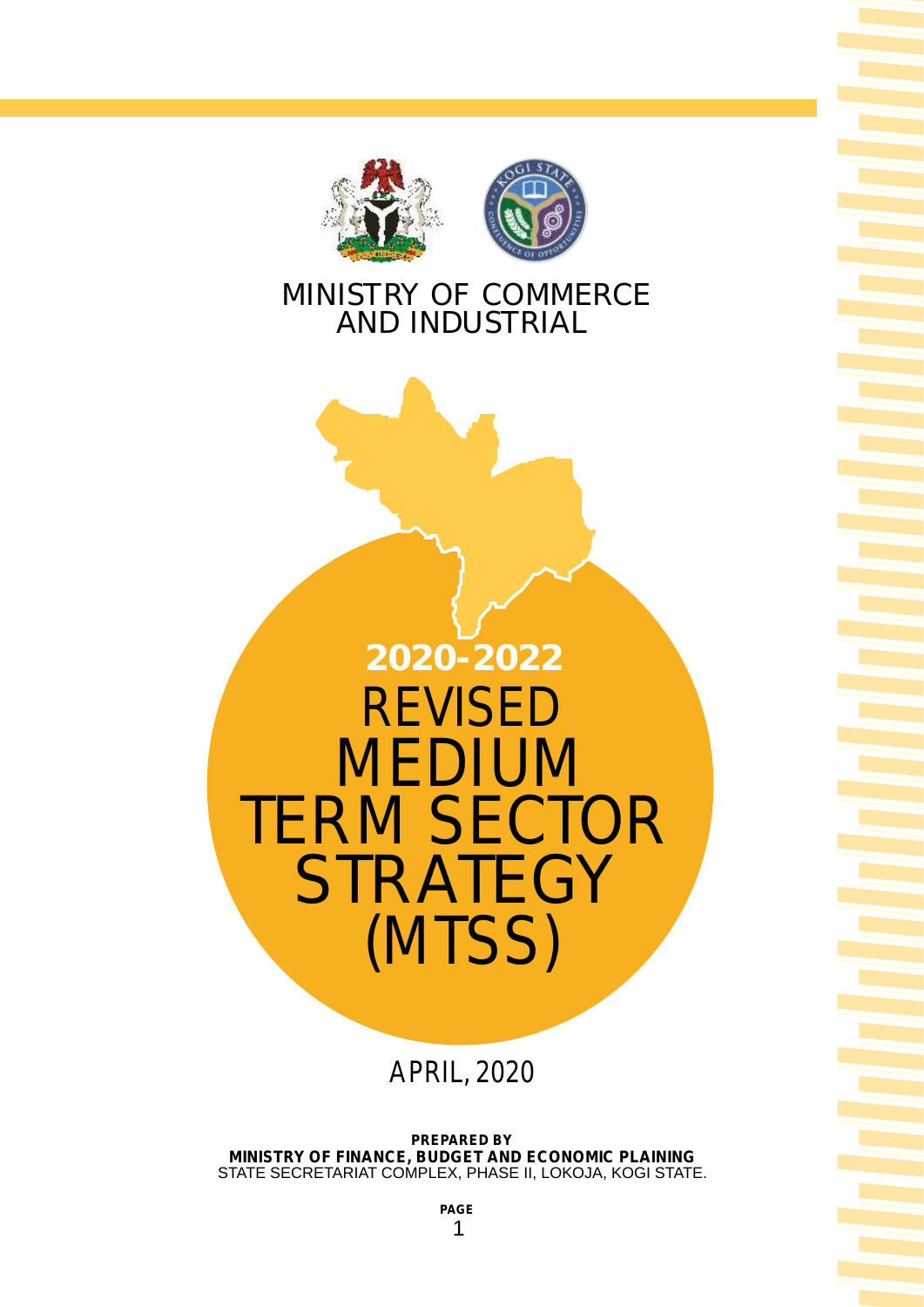# MINISTRY OF COMMERCE AND INDUSTRIAL

## 2020-2022

# REVISED MEDIUM TERM SECTOR STRATEGY (MTSS)

APRIL, 2020

**PREPARED BY**
**MINISTRY OF FINANCE, BUDGET AND ECONOMIC PLAINING**
STATE SECRETARIAT COMPLEX, PHASE II, LOKOJA, KOGI STATE.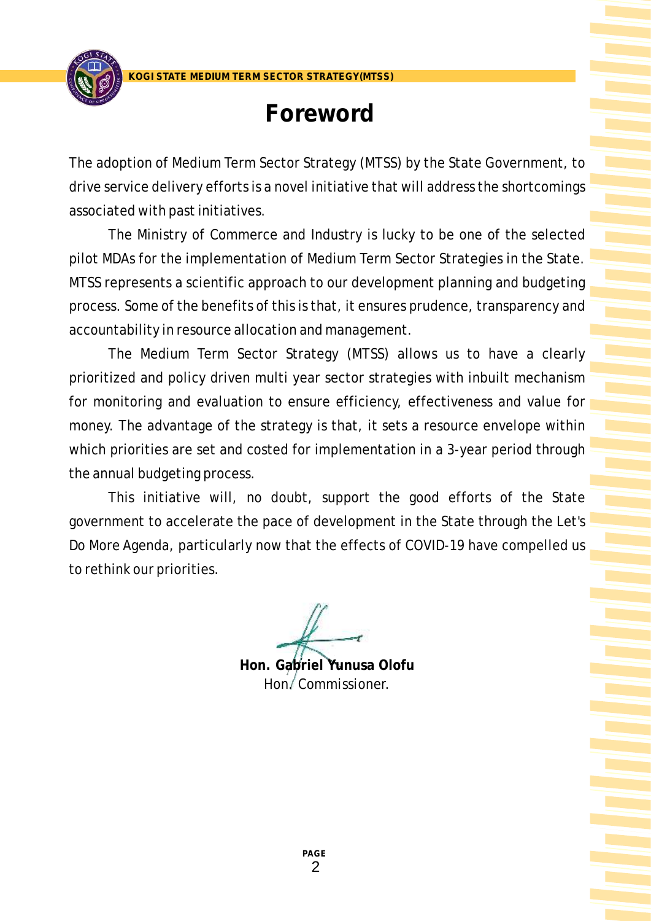# Foreword

The adoption of Medium Term Sector Strategy (MTSS) by the State Government, to drive service delivery efforts is a novel initiative that will address the shortcomings associated with past initiatives.

The Ministry of Commerce and Industry is lucky to be one of the selected pilot MDAs for the implementation of Medium Term Sector Strategies in the State. MTSS represents a scientific approach to our development planning and budgeting process. Some of the benefits of this is that, it ensures prudence, transparency and accountability in resource allocation and management.

The Medium Term Sector Strategy (MTSS) allows us to have a clearly prioritized and policy driven multi year sector strategies with inbuilt mechanism for monitoring and evaluation to ensure efficiency, effectiveness and value for money. The advantage of the strategy is that, it sets a resource envelope within which priorities are set and costed for implementation in a 3-year period through the annual budgeting process.

This initiative will, no doubt, support the good efforts of the State government to accelerate the pace of development in the State through the Let's Do More Agenda, particularly now that the effects of COVID-19 have compelled us to rethink our priorities.

**Hon. Gabriel Yunusa Olofu**
Hon. Commissioner.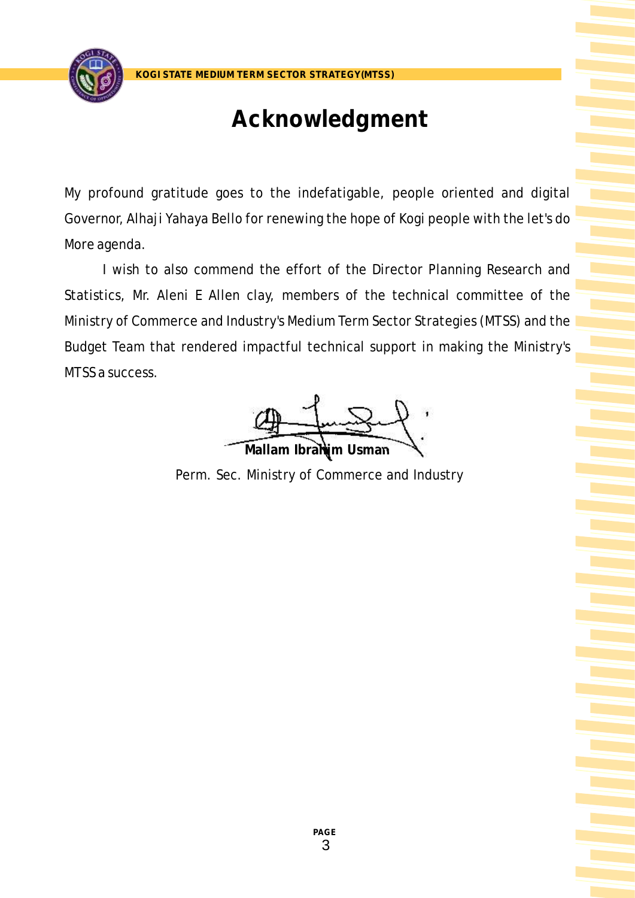# Acknowledgment

My profound gratitude goes to the indefatigable, people oriented and digital Governor, Alhaji Yahaya Bello for renewing the hope of Kogi people with the let's do More agenda.

I wish to also commend the effort of the Director Planning Research and Statistics, Mr. Aleni E Allen clay, members of the technical committee of the Ministry of Commerce and Industry's Medium Term Sector Strategies (MTSS) and the Budget Team that rendered impactful technical support in making the Ministry's MTSS a success.

**Mallam Ibrahim Usman**

Perm. Sec. Ministry of Commerce and Industry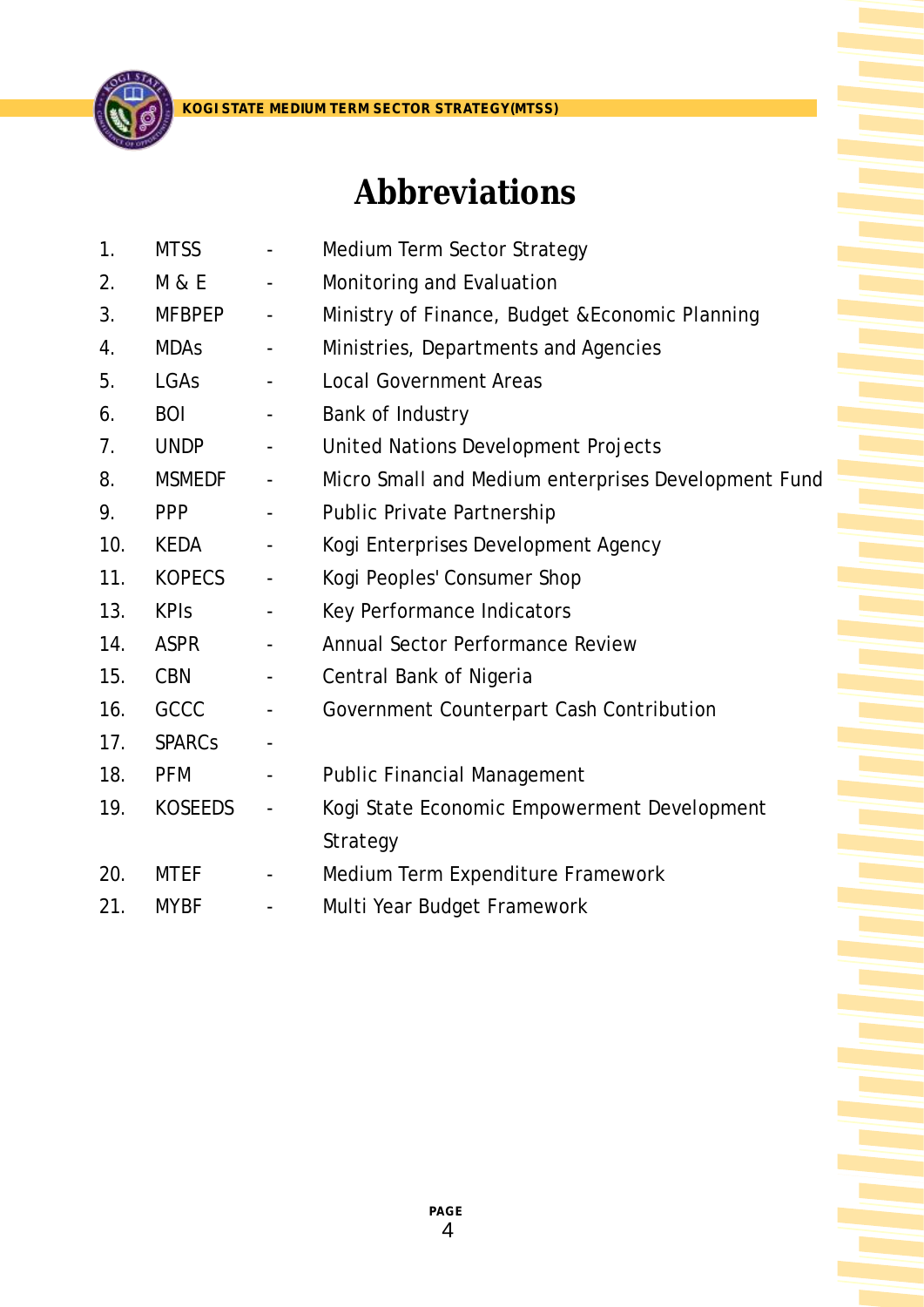# Abbreviations

| | | | |
|---|---|---|---|
| 1. | MTSS | - | Medium Term Sector Strategy |
| 2. | M & E | - | Monitoring and Evaluation |
| 3. | MFBPEP | - | Ministry of Finance, Budget &Economic Planning |
| 4. | MDAs | - | Ministries, Departments and Agencies |
| 5. | LGAs | - | Local Government Areas |
| 6. | BOI | - | Bank of Industry |
| 7. | UNDP | - | United Nations Development Projects |
| 8. | MSMEDF | - | Micro Small and Medium enterprises Development Fund |
| 9. | PPP | - | Public Private Partnership |
| 10. | KEDA | - | Kogi Enterprises Development Agency |
| 11. | KOPECS | - | Kogi Peoples' Consumer Shop |
| 13. | KPIs | - | Key Performance Indicators |
| 14. | ASPR | - | Annual Sector Performance Review |
| 15. | CBN | - | Central Bank of Nigeria |
| 16. | GCCC | - | Government Counterpart Cash Contribution |
| 17. | SPARCs | - | |
| 18. | PFM | - | Public Financial Management |
| 19. | KOSEEDS | - | Kogi State Economic Empowerment Development Strategy |
| 20. | MTEF | - | Medium Term Expenditure Framework |
| 21. | MYBF | - | Multi Year Budget Framework |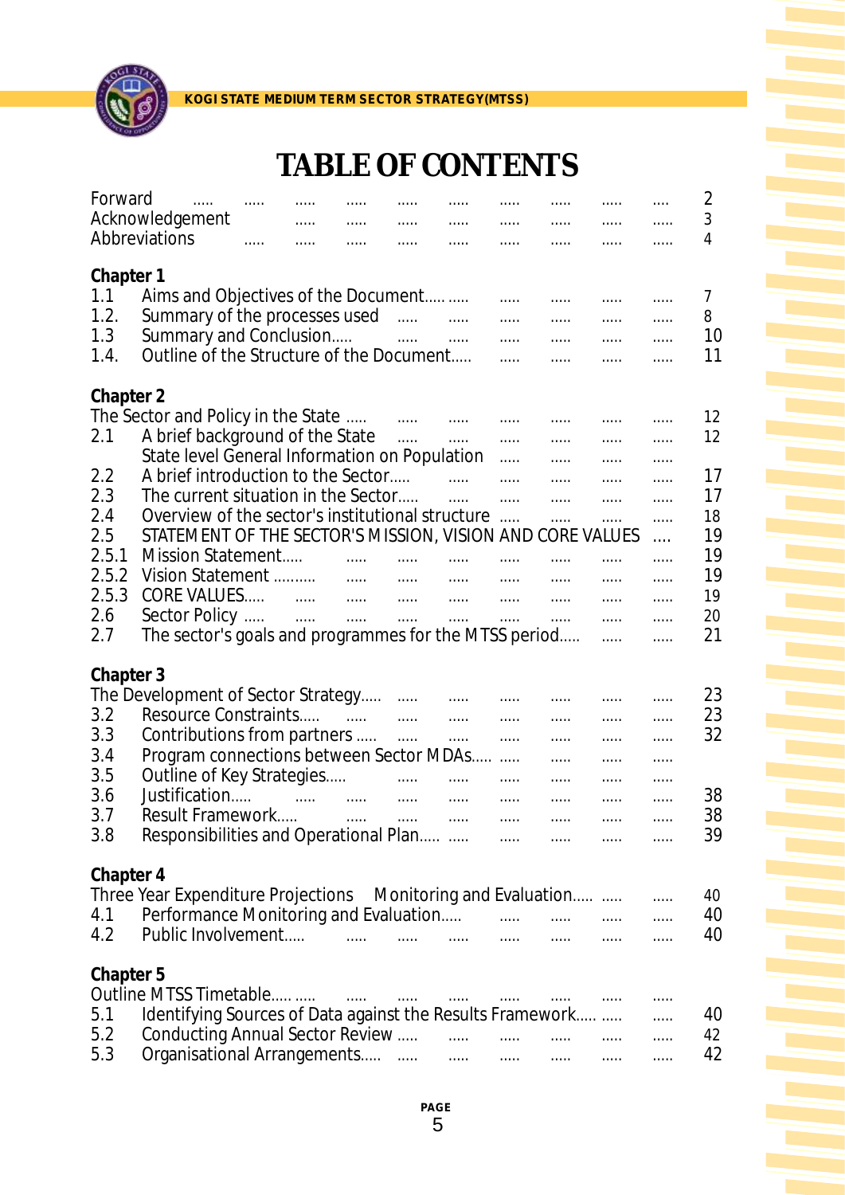# TABLE OF CONTENTS

| | | |
|---|---|---|
| Forward | | 2 |
| Acknowledgement | | 3 |
| Abbreviations | | 4 |
| **Chapter 1** | | |
| 1.1 | Aims and Objectives of the Document | 7 |
| 1.2. | Summary of the processes used | 8 |
| 1.3 | Summary and Conclusion | 10 |
| 1.4. | Outline of the Structure of the Document | 11 |
| **Chapter 2** | | |
| The Sector and Policy in the State | | 12 |
| 2.1 | A brief background of the State | 12 |
| | State level General Information on Population | |
| 2.2 | A brief introduction to the Sector | 17 |
| 2.3 | The current situation in the Sector | 17 |
| 2.4 | Overview of the sector's institutional structure | 18 |
| 2.5 | STATEMENT OF THE SECTOR'S MISSION, VISION AND CORE VALUES | 19 |
| 2.5.1 | Mission Statement | 19 |
| 2.5.2 | Vision Statement | 19 |
| 2.5.3 | CORE VALUES | 19 |
| 2.6 | Sector Policy | 20 |
| 2.7 | The sector's goals and programmes for the MTSS period | 21 |
| **Chapter 3** | | |
| The Development of Sector Strategy | | 23 |
| 3.2 | Resource Constraints | 23 |
| 3.3 | Contributions from partners | 32 |
| 3.4 | Program connections between Sector MDAs | |
| 3.5 | Outline of Key Strategies | |
| 3.6 | Justification | 38 |
| 3.7 | Result Framework | 38 |
| 3.8 | Responsibilities and Operational Plan | 39 |
| **Chapter 4** | | |
| Three Year Expenditure Projections Monitoring and Evaluation | | 40 |
| 4.1 | Performance Monitoring and Evaluation | 40 |
| 4.2 | Public Involvement | 40 |
| **Chapter 5** | | |
| Outline MTSS Timetable | | |
| 5.1 | Identifying Sources of Data against the Results Framework | 40 |
| 5.2 | Conducting Annual Sector Review | 42 |
| 5.3 | Organisational Arrangements | 42 |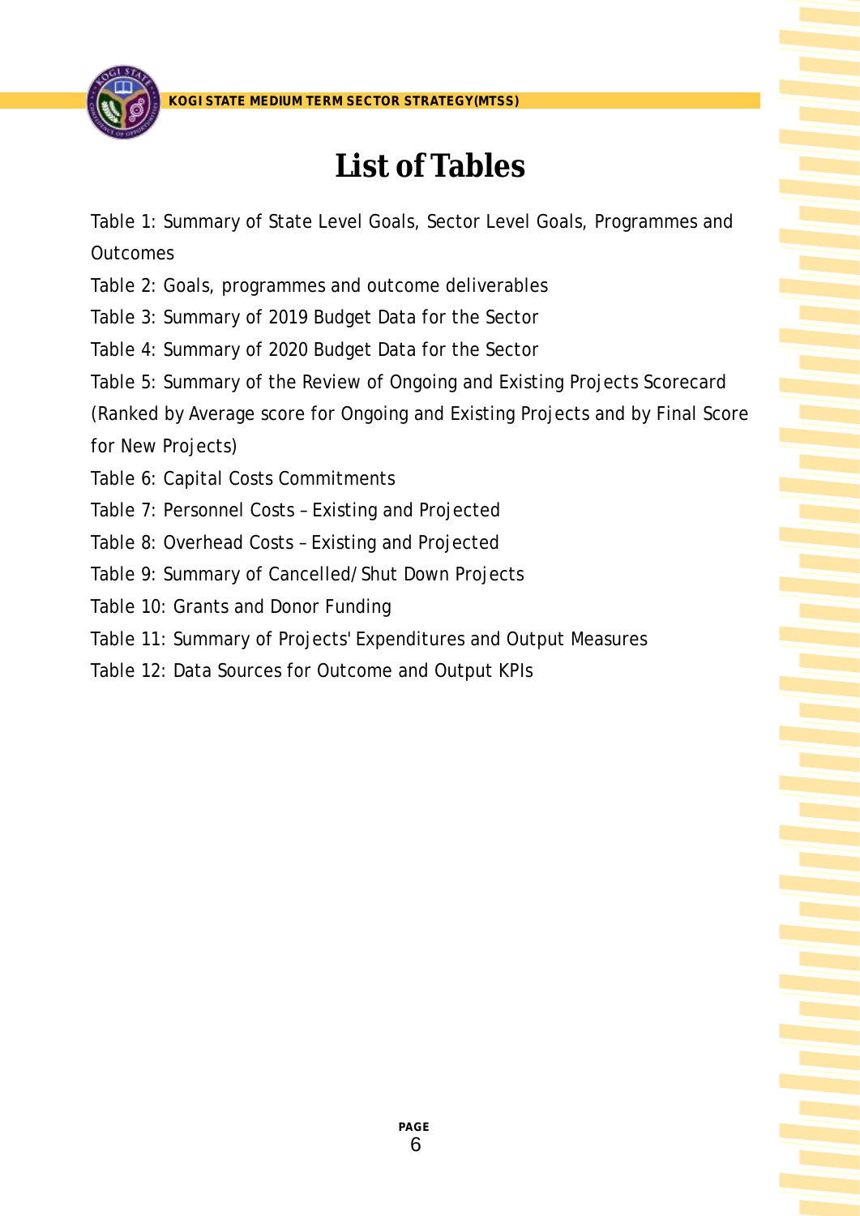# List of Tables

Table 1: Summary of State Level Goals, Sector Level Goals, Programmes and Outcomes

Table 2: Goals, programmes and outcome deliverables

Table 3: Summary of 2019 Budget Data for the Sector

Table 4: Summary of 2020 Budget Data for the Sector

Table 5: Summary of the Review of Ongoing and Existing Projects Scorecard (Ranked by Average score for Ongoing and Existing Projects and by Final Score for New Projects)

Table 6: Capital Costs Commitments

Table 7: Personnel Costs – Existing and Projected

Table 8: Overhead Costs – Existing and Projected

Table 9: Summary of Cancelled/Shut Down Projects

Table 10: Grants and Donor Funding

Table 11: Summary of Projects' Expenditures and Output Measures

Table 12: Data Sources for Outcome and Output KPIs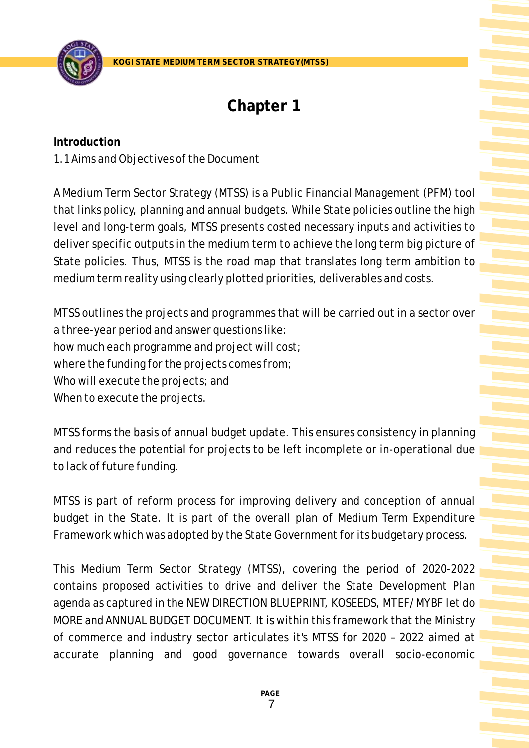# Chapter 1

**Introduction**

1.1 Aims and Objectives of the Document

A Medium Term Sector Strategy (MTSS) is a Public Financial Management (PFM) tool that links policy, planning and annual budgets. While State policies outline the high level and long-term goals, MTSS presents costed necessary inputs and activities to deliver specific outputs in the medium term to achieve the long term big picture of State policies. Thus, MTSS is the road map that translates long term ambition to medium term reality using clearly plotted priorities, deliverables and costs.

MTSS outlines the projects and programmes that will be carried out in a sector over a three-year period and answer questions like:
how much each programme and project will cost;
where the funding for the projects comes from;
Who will execute the projects; and
When to execute the projects.

MTSS forms the basis of annual budget update. This ensures consistency in planning and reduces the potential for projects to be left incomplete or in-operational due to lack of future funding.

MTSS is part of reform process for improving delivery and conception of annual budget in the State. It is part of the overall plan of Medium Term Expenditure Framework which was adopted by the State Government for its budgetary process.

This Medium Term Sector Strategy (MTSS), covering the period of 2020-2022 contains proposed activities to drive and deliver the State Development Plan agenda as captured in the NEW DIRECTION BLUEPRINT, KOSEEDS, MTEF/MYBF let do MORE and ANNUAL BUDGET DOCUMENT. It is within this framework that the Ministry of commerce and industry sector articulates it's MTSS for 2020 – 2022 aimed at accurate planning and good governance towards overall socio-economic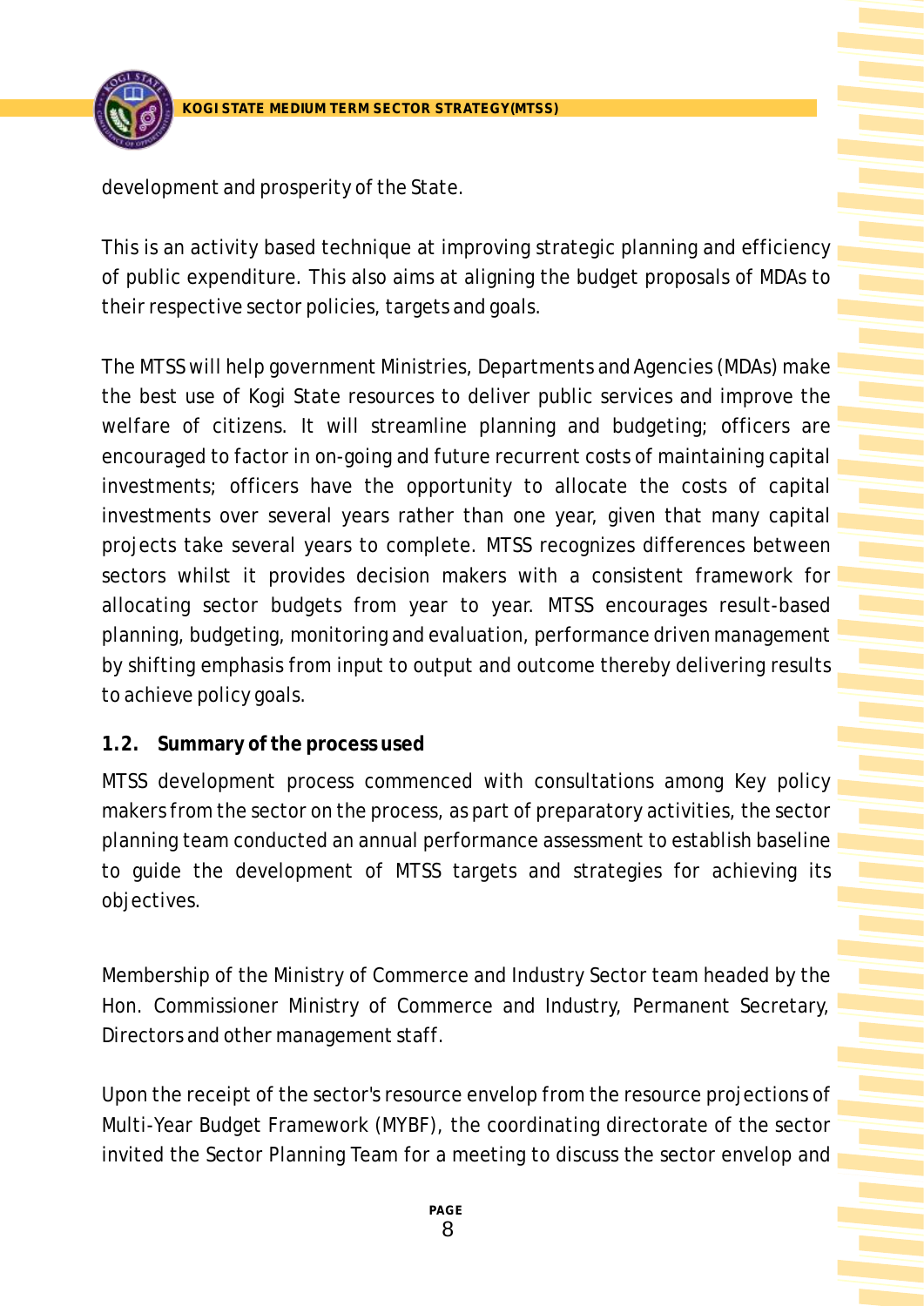development and prosperity of the State.

This is an activity based technique at improving strategic planning and efficiency of public expenditure. This also aims at aligning the budget proposals of MDAs to their respective sector policies, targets and goals.

The MTSS will help government Ministries, Departments and Agencies (MDAs) make the best use of Kogi State resources to deliver public services and improve the welfare of citizens. It will streamline planning and budgeting; officers are encouraged to factor in on-going and future recurrent costs of maintaining capital investments; officers have the opportunity to allocate the costs of capital investments over several years rather than one year, given that many capital projects take several years to complete. MTSS recognizes differences between sectors whilst it provides decision makers with a consistent framework for allocating sector budgets from year to year. MTSS encourages result-based planning, budgeting, monitoring and evaluation, performance driven management by shifting emphasis from input to output and outcome thereby delivering results to achieve policy goals.

### 1.2. Summary of the process used

MTSS development process commenced with consultations among Key policy makers from the sector on the process, as part of preparatory activities, the sector planning team conducted an annual performance assessment to establish baseline to guide the development of MTSS targets and strategies for achieving its objectives.

Membership of the Ministry of Commerce and Industry Sector team headed by the Hon. Commissioner Ministry of Commerce and Industry, Permanent Secretary, Directors and other management staff.

Upon the receipt of the sector's resource envelop from the resource projections of Multi-Year Budget Framework (MYBF), the coordinating directorate of the sector invited the Sector Planning Team for a meeting to discuss the sector envelop and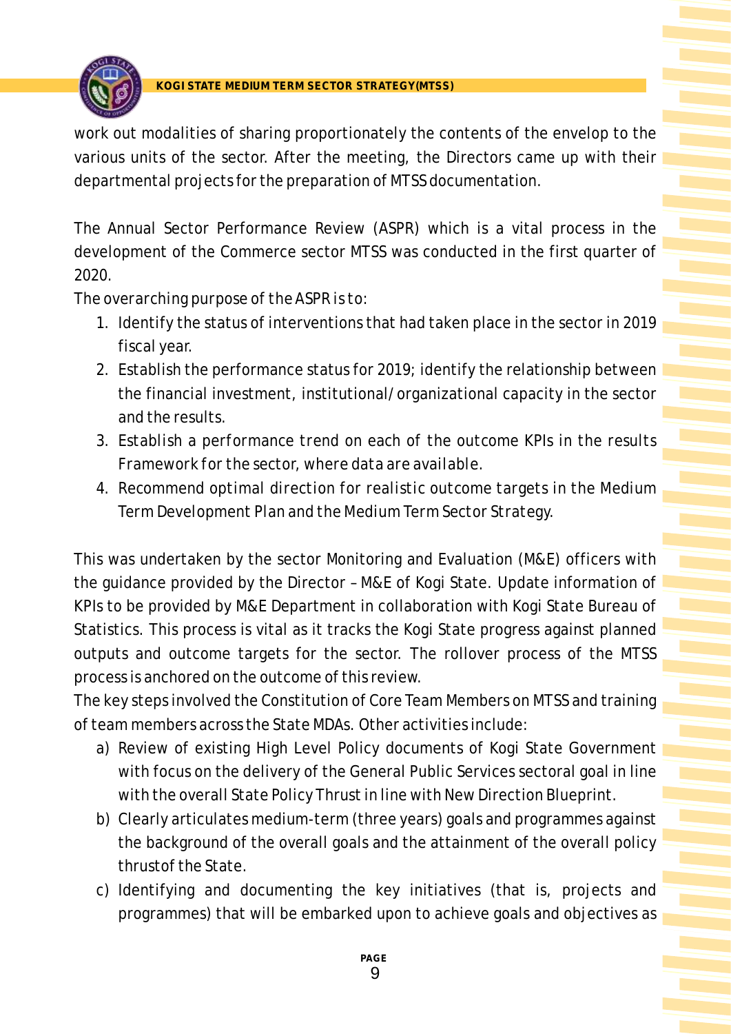work out modalities of sharing proportionately the contents of the envelop to the various units of the sector. After the meeting, the Directors came up with their departmental projects for the preparation of MTSS documentation.

The Annual Sector Performance Review (ASPR) which is a vital process in the development of the Commerce sector MTSS was conducted in the first quarter of 2020.

The overarching purpose of the ASPR is to:

1. Identify the status of interventions that had taken place in the sector in 2019 fiscal year.
2. Establish the performance status for 2019; identify the relationship between the financial investment, institutional/organizational capacity in the sector and the results.
3. Establish a performance trend on each of the outcome KPIs in the results Framework for the sector, where data are available.
4. Recommend optimal direction for realistic outcome targets in the Medium Term Development Plan and the Medium Term Sector Strategy.

This was undertaken by the sector Monitoring and Evaluation (M&E) officers with the guidance provided by the Director – M&E of Kogi State. Update information of KPIs to be provided by M&E Department in collaboration with Kogi State Bureau of Statistics. This process is vital as it tracks the Kogi State progress against planned outputs and outcome targets for the sector. The rollover process of the MTSS process is anchored on the outcome of this review.

The key steps involved the Constitution of Core Team Members on MTSS and training of team members across the State MDAs. Other activities include:

a) Review of existing High Level Policy documents of Kogi State Government with focus on the delivery of the General Public Services sectoral goal in line with the overall State Policy Thrust in line with New Direction Blueprint.
b) Clearly articulates medium-term (three years) goals and programmes against the background of the overall goals and the attainment of the overall policy thrustof the State.
c) Identifying and documenting the key initiatives (that is, projects and programmes) that will be embarked upon to achieve goals and objectives as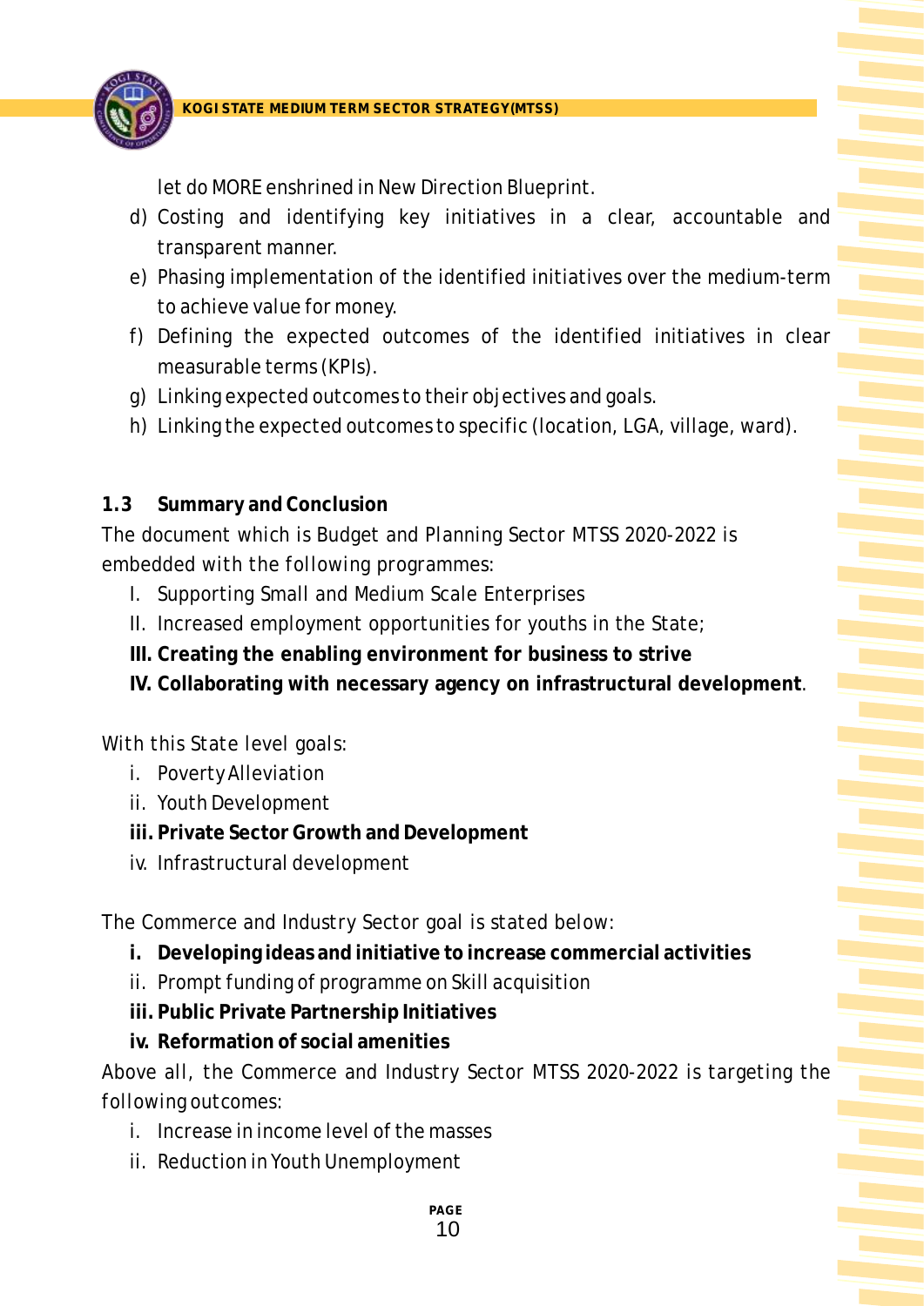let do MORE enshrined in New Direction Blueprint.

d) Costing and identifying key initiatives in a clear, accountable and transparent manner.
e) Phasing implementation of the identified initiatives over the medium-term to achieve value for money.
f) Defining the expected outcomes of the identified initiatives in clear measurable terms (KPIs).
g) Linking expected outcomes to their objectives and goals.
h) Linking the expected outcomes to specific (location, LGA, village, ward).

### 1.3 Summary and Conclusion

The document which is Budget and Planning Sector MTSS 2020-2022 is embedded with the following programmes:

I. Supporting Small and Medium Scale Enterprises
II. Increased employment opportunities for youths in the State;
**III. Creating the enabling environment for business to strive**
**IV. Collaborating with necessary agency on infrastructural development**.

With this State level goals:

i. Poverty Alleviation
ii. Youth Development
**iii. Private Sector Growth and Development**
iv. Infrastructural development

The Commerce and Industry Sector goal is stated below:

**i. Developing ideas and initiative to increase commercial activities**
ii. Prompt funding of programme on Skill acquisition
**iii. Public Private Partnership Initiatives**
**iv. Reformation of social amenities**

Above all, the Commerce and Industry Sector MTSS 2020-2022 is targeting the following outcomes:

i. Increase in income level of the masses
ii. Reduction in Youth Unemployment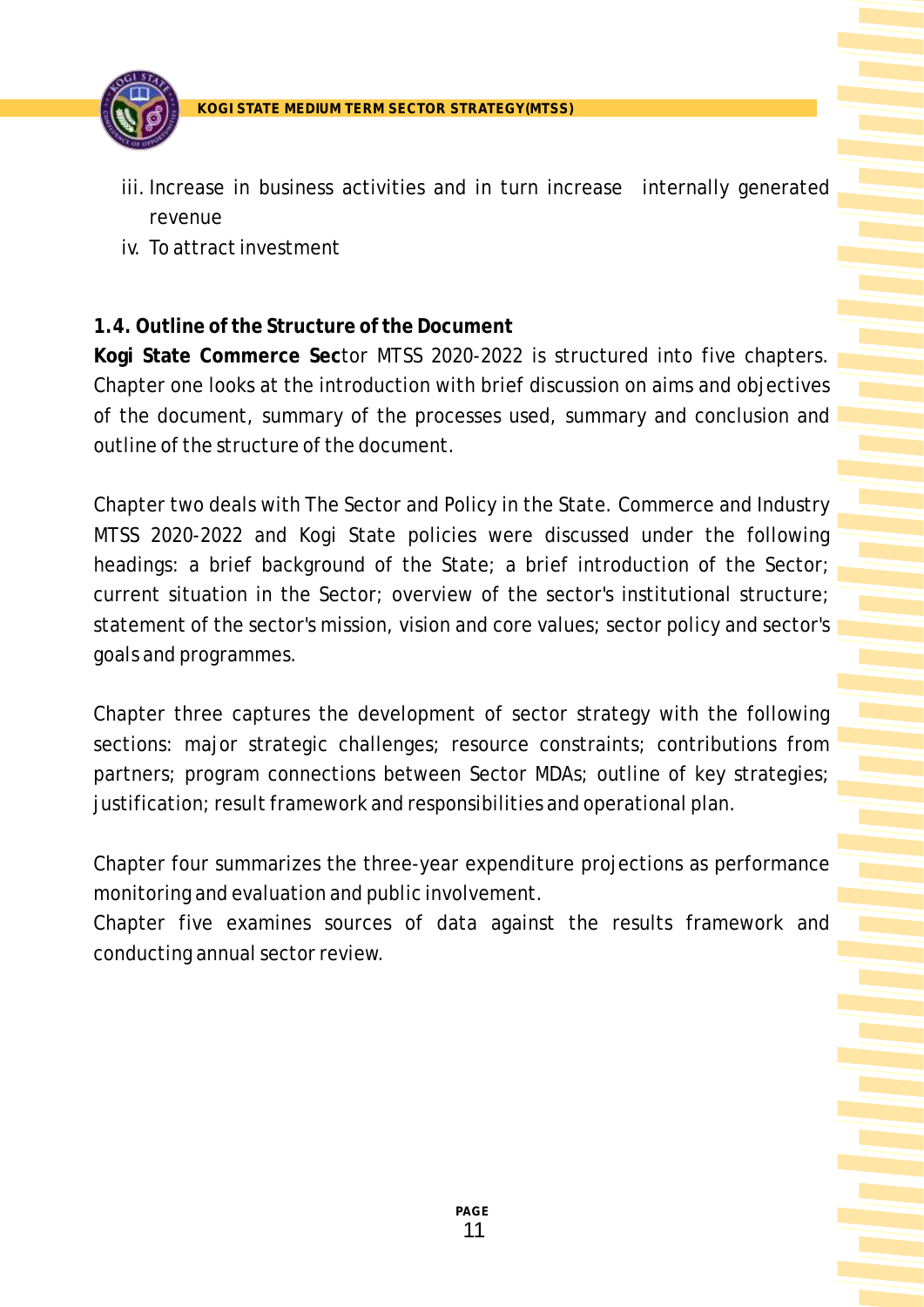iii. Increase in business activities and in turn increase internally generated revenue
iv. To attract investment

## 1.4. Outline of the Structure of the Document

**Kogi State Commerce Sec**tor MTSS 2020-2022 is structured into five chapters. Chapter one looks at the introduction with brief discussion on aims and objectives of the document, summary of the processes used, summary and conclusion and outline of the structure of the document.

Chapter two deals with The Sector and Policy in the State. Commerce and Industry MTSS 2020-2022 and Kogi State policies were discussed under the following headings: a brief background of the State; a brief introduction of the Sector; current situation in the Sector; overview of the sector's institutional structure; statement of the sector's mission, vision and core values; sector policy and sector's goals and programmes.

Chapter three captures the development of sector strategy with the following sections: major strategic challenges; resource constraints; contributions from partners; program connections between Sector MDAs; outline of key strategies; justification; result framework and responsibilities and operational plan.

Chapter four summarizes the three-year expenditure projections as performance monitoring and evaluation and public involvement.

Chapter five examines sources of data against the results framework and conducting annual sector review.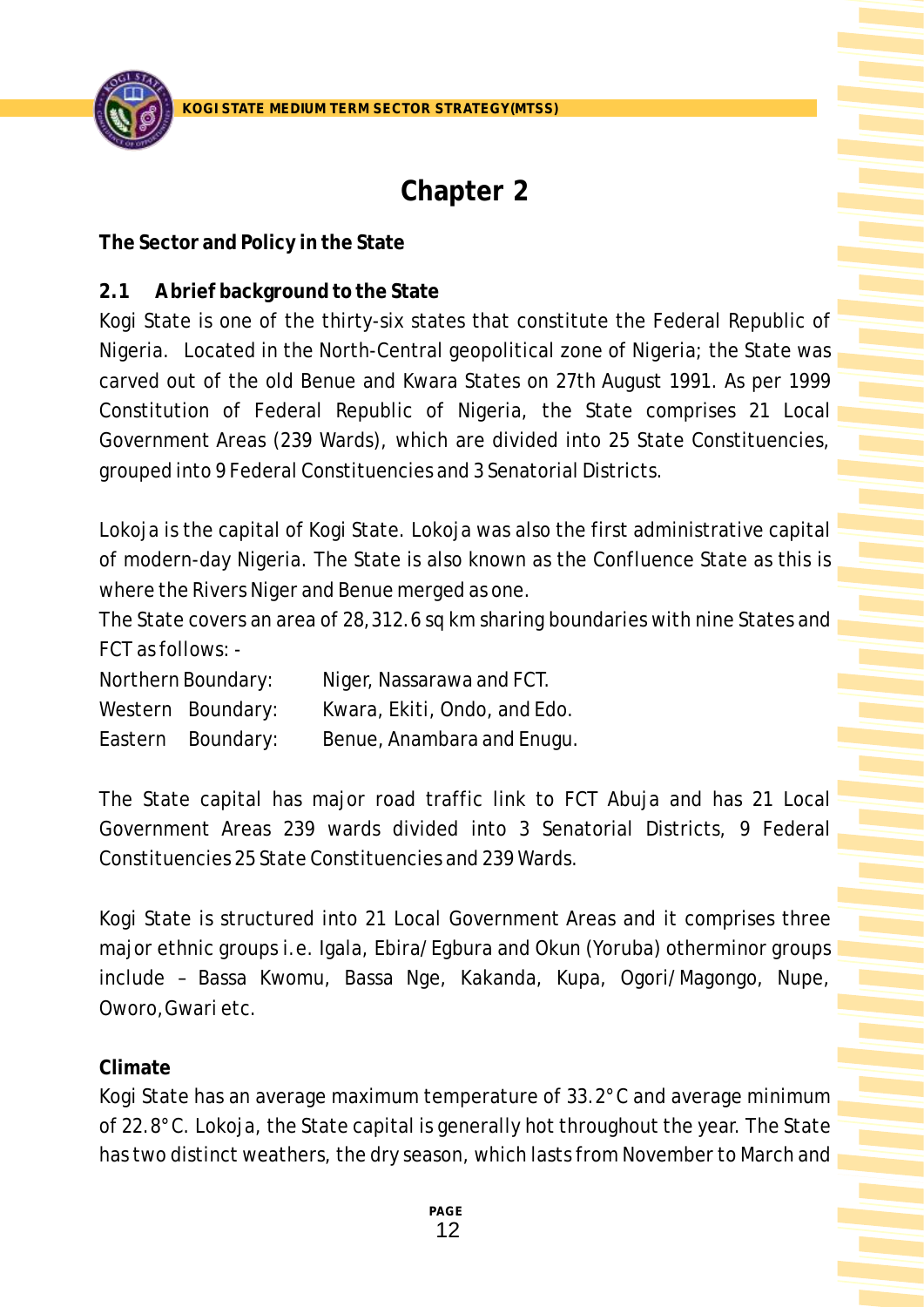# Chapter 2

**The Sector and Policy in the State**

**2.1 A brief background to the State**

Kogi State is one of the thirty-six states that constitute the Federal Republic of Nigeria. Located in the North-Central geopolitical zone of Nigeria; the State was carved out of the old Benue and Kwara States on 27th August 1991. As per 1999 Constitution of Federal Republic of Nigeria, the State comprises 21 Local Government Areas (239 Wards), which are divided into 25 State Constituencies, grouped into 9 Federal Constituencies and 3 Senatorial Districts.

Lokoja is the capital of Kogi State. Lokoja was also the first administrative capital of modern-day Nigeria. The State is also known as the Confluence State as this is where the Rivers Niger and Benue merged as one.

The State covers an area of 28,312.6 sq km sharing boundaries with nine States and FCT as follows: -

| | |
|---|---|
| Northern Boundary: | Niger, Nassarawa and FCT. |
| Western Boundary: | Kwara, Ekiti, Ondo, and Edo. |
| Eastern Boundary: | Benue, Anambara and Enugu. |

The State capital has major road traffic link to FCT Abuja and has 21 Local Government Areas 239 wards divided into 3 Senatorial Districts, 9 Federal Constituencies 25 State Constituencies and 239 Wards.

Kogi State is structured into 21 Local Government Areas and it comprises three major ethnic groups i.e. Igala, Ebira/Egbura and Okun (Yoruba) otherminor groups include – Bassa Kwomu, Bassa Nge, Kakanda, Kupa, Ogori/Magongo, Nupe, Oworo,Gwari etc.

**Climate**

Kogi State has an average maximum temperature of 33.2°C and average minimum of 22.8°C. Lokoja, the State capital is generally hot throughout the year. The State has two distinct weathers, the dry season, which lasts from November to March and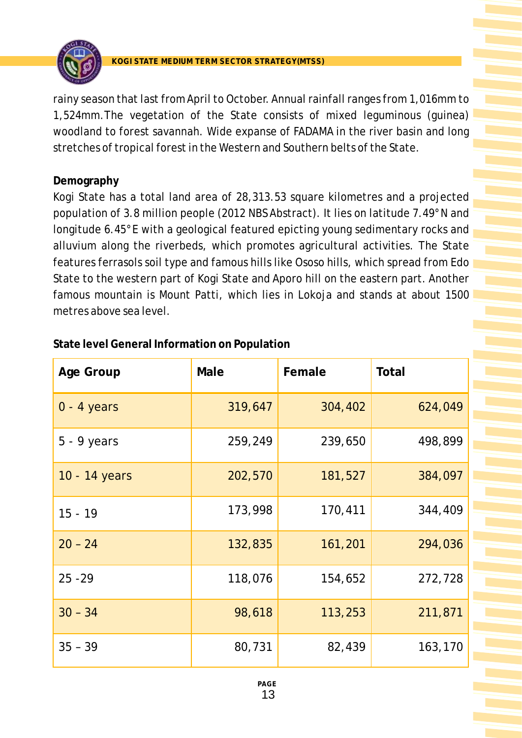rainy season that last from April to October. Annual rainfall ranges from 1,016mm to 1,524mm. The vegetation of the State consists of mixed leguminous (guinea) woodland to forest savannah. Wide expanse of FADAMA in the river basin and long stretches of tropical forest in the Western and Southern belts of the State.

**Demography**

Kogi State has a total land area of 28,313.53 square kilometres and a projected population of 3.8 million people (2012 NBS Abstract). It lies on latitude 7.49°N and longitude 6.45°E with a geological featured epicting young sedimentary rocks and alluvium along the riverbeds, which promotes agricultural activities. The State features ferrasols soil type and famous hills like Ososo hills, which spread from Edo State to the western part of Kogi State and Aporo hill on the eastern part. Another famous mountain is Mount Patti, which lies in Lokoja and stands at about 1500 metres above sea level.

**State level General Information on Population**

| Age Group | Male | Female | Total |
|---|---|---|---|
| 0 - 4 years | 319,647 | 304,402 | 624,049 |
| 5 - 9 years | 259,249 | 239,650 | 498,899 |
| 10 - 14 years | 202,570 | 181,527 | 384,097 |
| 15 - 19 | 173,998 | 170,411 | 344,409 |
| 20 – 24 | 132,835 | 161,201 | 294,036 |
| 25 -29 | 118,076 | 154,652 | 272,728 |
| 30 – 34 | 98,618 | 113,253 | 211,871 |
| 35 – 39 | 80,731 | 82,439 | 163,170 |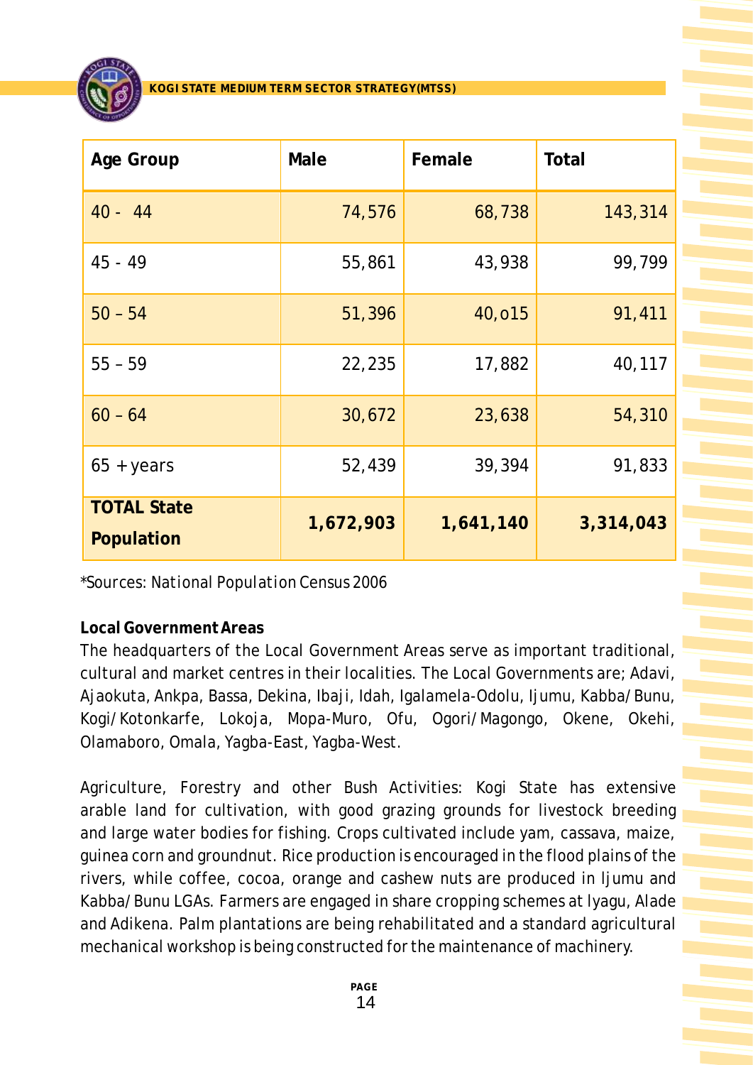| Age Group | Male | Female | Total |
|---|---|---|---|
| 40 - 44 | 74,576 | 68,738 | 143,314 |
| 45 - 49 | 55,861 | 43,938 | 99,799 |
| 50 – 54 | 51,396 | 40,o15 | 91,411 |
| 55 – 59 | 22,235 | 17,882 | 40,117 |
| 60 – 64 | 30,672 | 23,638 | 54,310 |
| 65 + years | 52,439 | 39,394 | 91,833 |
| **TOTAL State Population** | **1,672,903** | **1,641,140** | **3,314,043** |

*Sources: National Population Census 2006

**Local Government Areas**

The headquarters of the Local Government Areas serve as important traditional, cultural and market centres in their localities. The Local Governments are; Adavi, Ajaokuta, Ankpa, Bassa, Dekina, Ibaji, Idah, Igalamela-Odolu, Ijumu, Kabba/Bunu, Kogi/Kotonkarfe, Lokoja, Mopa-Muro, Ofu, Ogori/Magongo, Okene, Okehi, Olamaboro, Omala, Yagba-East, Yagba-West.

Agriculture, Forestry and other Bush Activities: Kogi State has extensive arable land for cultivation, with good grazing grounds for livestock breeding and large water bodies for fishing. Crops cultivated include yam, cassava, maize, guinea corn and groundnut. Rice production is encouraged in the flood plains of the rivers, while coffee, cocoa, orange and cashew nuts are produced in Ijumu and Kabba/Bunu LGAs. Farmers are engaged in share cropping schemes at Iyagu, Alade and Adikena. Palm plantations are being rehabilitated and a standard agricultural mechanical workshop is being constructed for the maintenance of machinery.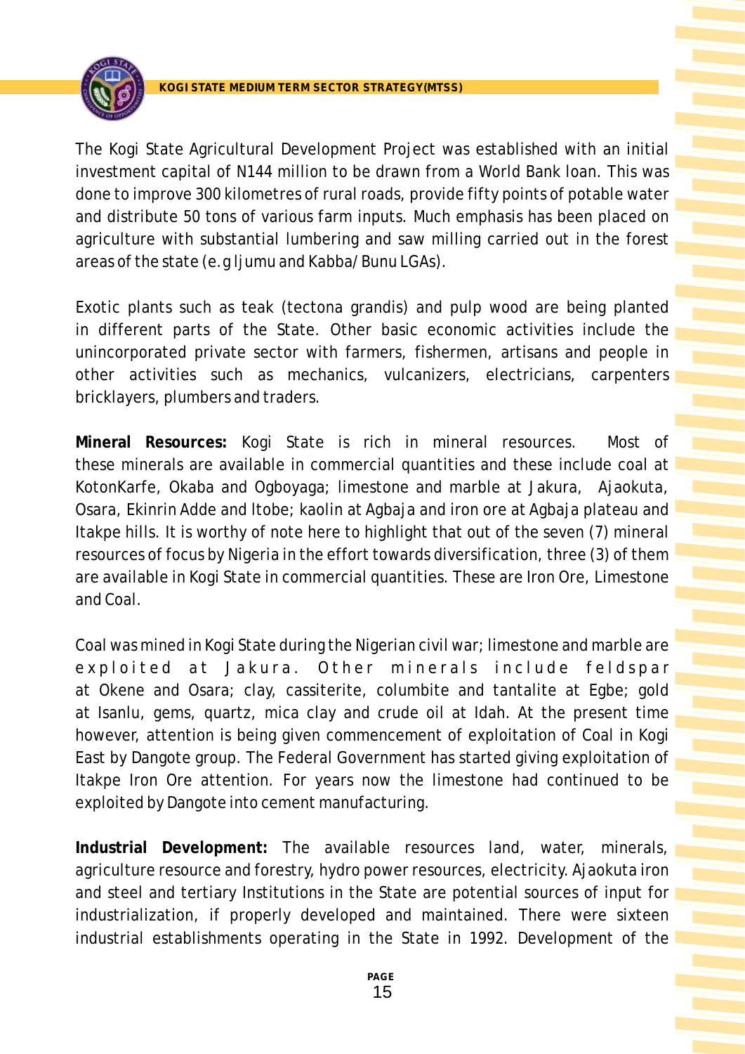The Kogi State Agricultural Development Project was established with an initial investment capital of N144 million to be drawn from a World Bank loan. This was done to improve 300 kilometres of rural roads, provide fifty points of potable water and distribute 50 tons of various farm inputs. Much emphasis has been placed on agriculture with substantial lumbering and saw milling carried out in the forest areas of the state (e.g Ijumu and Kabba/Bunu LGAs).

Exotic plants such as teak (tectona grandis) and pulp wood are being planted in different parts of the State. Other basic economic activities include the unincorporated private sector with farmers, fishermen, artisans and people in other activities such as mechanics, vulcanizers, electricians, carpenters bricklayers, plumbers and traders.

**Mineral Resources:** Kogi State is rich in mineral resources. Most of these minerals are available in commercial quantities and these include coal at KotonKarfe, Okaba and Ogboyaga; limestone and marble at Jakura, Ajaokuta, Osara, Ekinrin Adde and Itobe; kaolin at Agbaja and iron ore at Agbaja plateau and Itakpe hills. It is worthy of note here to highlight that out of the seven (7) mineral resources of focus by Nigeria in the effort towards diversification, three (3) of them are available in Kogi State in commercial quantities. These are Iron Ore, Limestone and Coal.

Coal was mined in Kogi State during the Nigerian civil war; limestone and marble are exploited at Jakura. Other minerals include feldspar at Okene and Osara; clay, cassiterite, columbite and tantalite at Egbe; gold at Isanlu, gems, quartz, mica clay and crude oil at Idah. At the present time however, attention is being given commencement of exploitation of Coal in Kogi East by Dangote group. The Federal Government has started giving exploitation of Itakpe Iron Ore attention. For years now the limestone had continued to be exploited by Dangote into cement manufacturing.

**Industrial Development:** The available resources land, water, minerals, agriculture resource and forestry, hydro power resources, electricity. Ajaokuta iron and steel and tertiary Institutions in the State are potential sources of input for industrialization, if properly developed and maintained. There were sixteen industrial establishments operating in the State in 1992. Development of the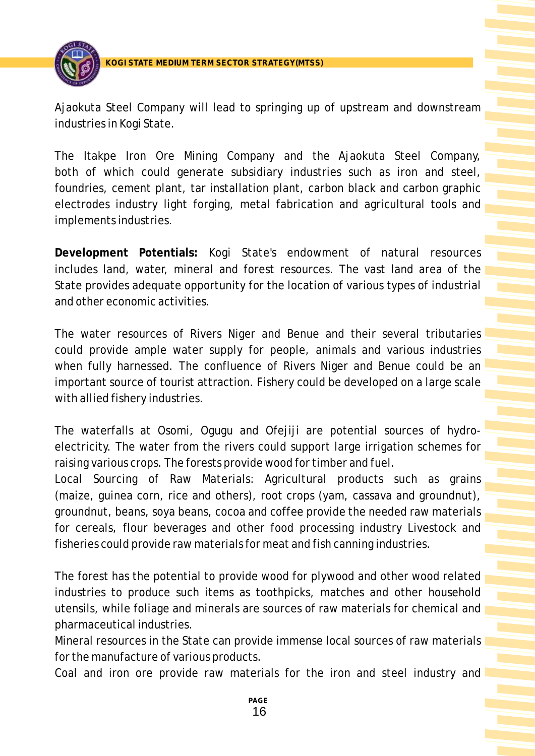Ajaokuta Steel Company will lead to springing up of upstream and downstream industries in Kogi State.

The Itakpe Iron Ore Mining Company and the Ajaokuta Steel Company, both of which could generate subsidiary industries such as iron and steel, foundries, cement plant, tar installation plant, carbon black and carbon graphic electrodes industry light forging, metal fabrication and agricultural tools and implements industries.

**Development Potentials:** Kogi State's endowment of natural resources includes land, water, mineral and forest resources. The vast land area of the State provides adequate opportunity for the location of various types of industrial and other economic activities.

The water resources of Rivers Niger and Benue and their several tributaries could provide ample water supply for people, animals and various industries when fully harnessed. The confluence of Rivers Niger and Benue could be an important source of tourist attraction. Fishery could be developed on a large scale with allied fishery industries.

The waterfalls at Osomi, Ogugu and Ofejiji are potential sources of hydro-electricity. The water from the rivers could support large irrigation schemes for raising various crops. The forests provide wood for timber and fuel.

Local Sourcing of Raw Materials: Agricultural products such as grains (maize, guinea corn, rice and others), root crops (yam, cassava and groundnut), groundnut, beans, soya beans, cocoa and coffee provide the needed raw materials for cereals, flour beverages and other food processing industry Livestock and fisheries could provide raw materials for meat and fish canning industries.

The forest has the potential to provide wood for plywood and other wood related industries to produce such items as toothpicks, matches and other household utensils, while foliage and minerals are sources of raw materials for chemical and pharmaceutical industries.

Mineral resources in the State can provide immense local sources of raw materials for the manufacture of various products.

Coal and iron ore provide raw materials for the iron and steel industry and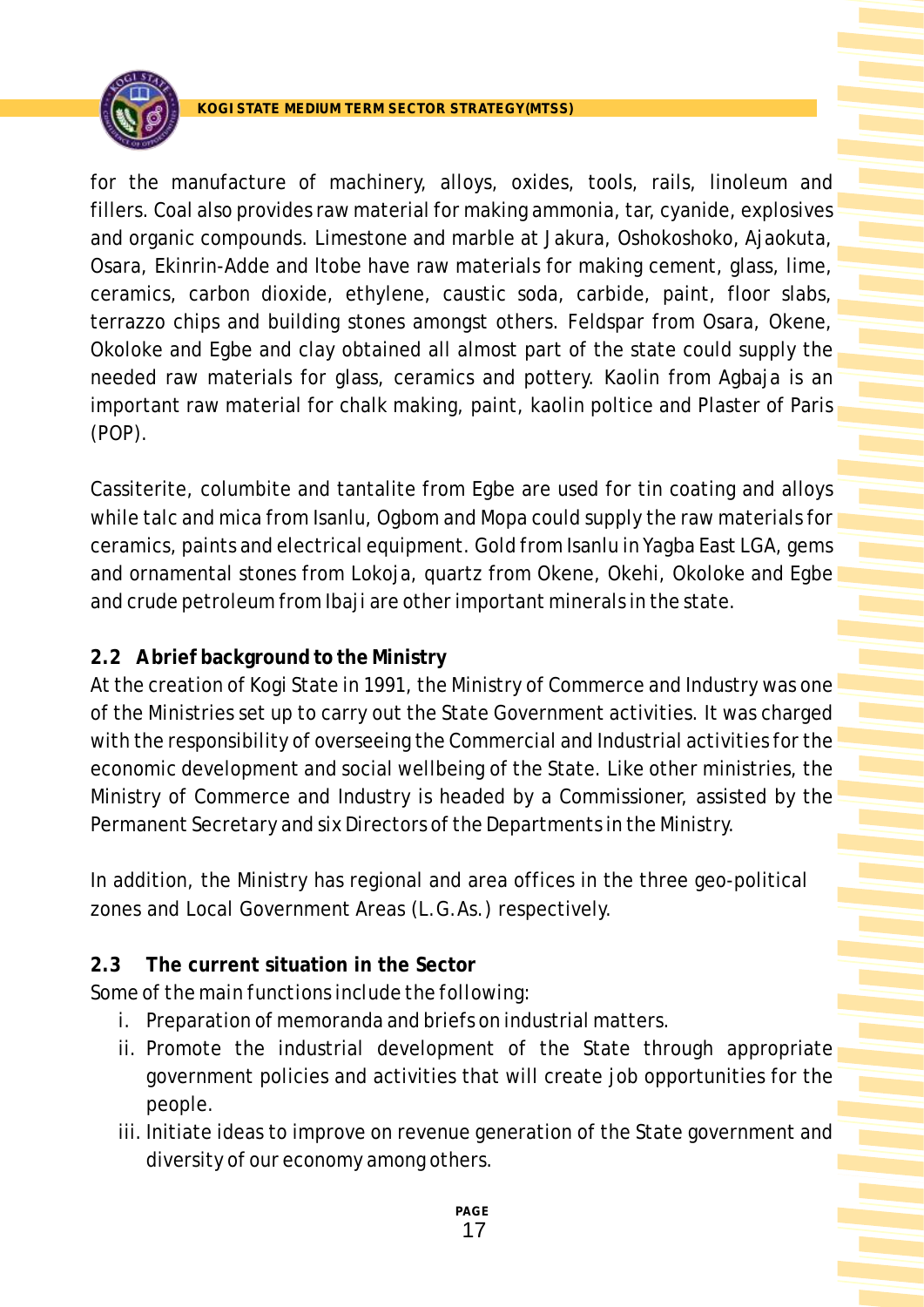for the manufacture of machinery, alloys, oxides, tools, rails, linoleum and fillers. Coal also provides raw material for making ammonia, tar, cyanide, explosives and organic compounds. Limestone and marble at Jakura, Oshokoshoko, Ajaokuta, Osara, Ekinrin-Adde and Itobe have raw materials for making cement, glass, lime, ceramics, carbon dioxide, ethylene, caustic soda, carbide, paint, floor slabs, terrazzo chips and building stones amongst others. Feldspar from Osara, Okene, Okoloke and Egbe and clay obtained all almost part of the state could supply the needed raw materials for glass, ceramics and pottery. Kaolin from Agbaja is an important raw material for chalk making, paint, kaolin poltice and Plaster of Paris (POP).

Cassiterite, columbite and tantalite from Egbe are used for tin coating and alloys while talc and mica from Isanlu, Ogbom and Mopa could supply the raw materials for ceramics, paints and electrical equipment. Gold from Isanlu in Yagba East LGA, gems and ornamental stones from Lokoja, quartz from Okene, Okehi, Okoloke and Egbe and crude petroleum from Ibaji are other important minerals in the state.

### 2.2 A brief background to the Ministry

At the creation of Kogi State in 1991, the Ministry of Commerce and Industry was one of the Ministries set up to carry out the State Government activities. It was charged with the responsibility of overseeing the Commercial and Industrial activities for the economic development and social wellbeing of the State. Like other ministries, the Ministry of Commerce and Industry is headed by a Commissioner, assisted by the Permanent Secretary and six Directors of the Departments in the Ministry.

In addition, the Ministry has regional and area offices in the three geo-political zones and Local Government Areas (L.G.As.) respectively.

### 2.3 The current situation in the Sector

Some of the main functions include the following:

i. Preparation of memoranda and briefs on industrial matters.
ii. Promote the industrial development of the State through appropriate government policies and activities that will create job opportunities for the people.
iii. Initiate ideas to improve on revenue generation of the State government and diversity of our economy among others.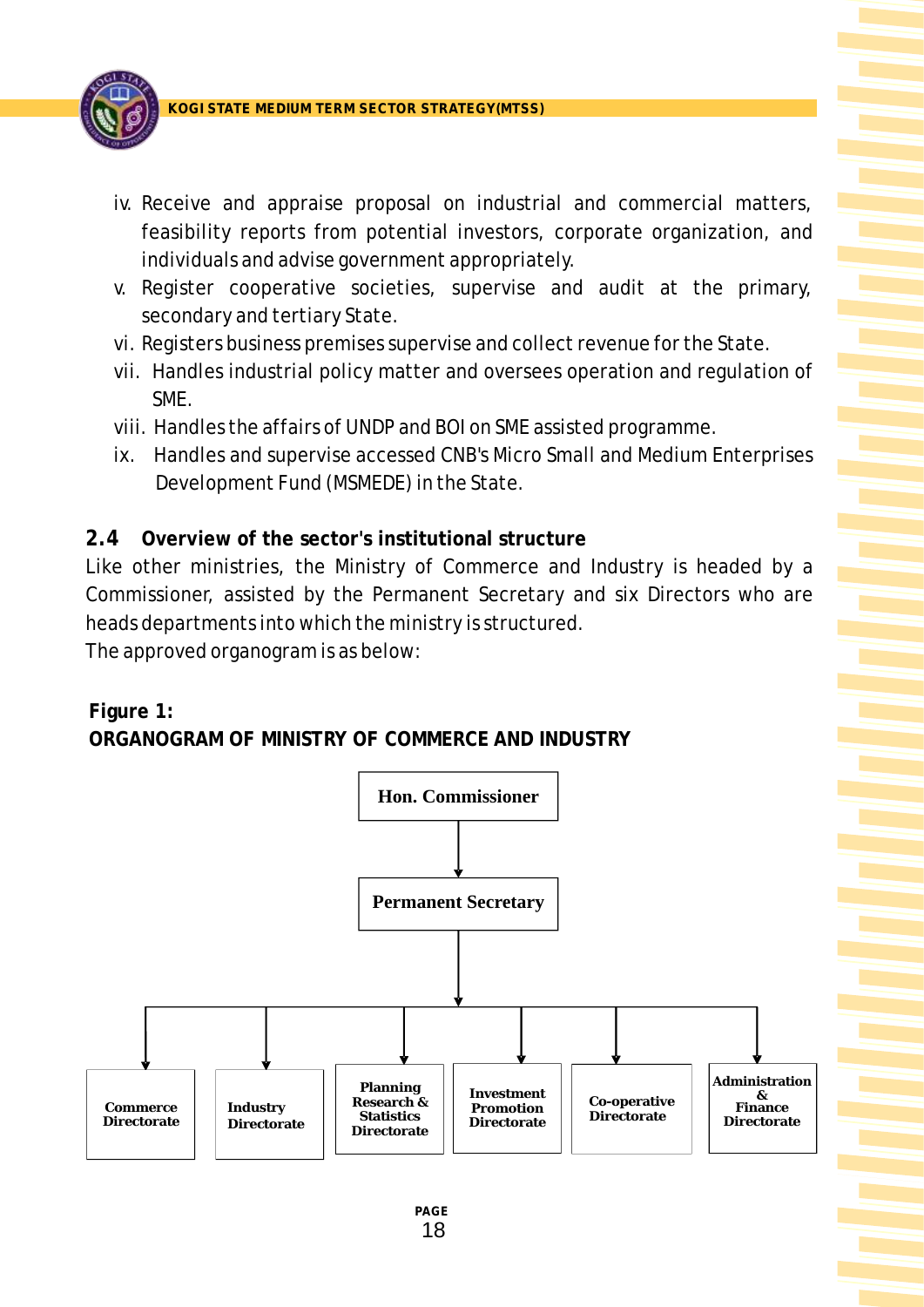iv. Receive and appraise proposal on industrial and commercial matters, feasibility reports from potential investors, corporate organization, and individuals and advise government appropriately.
v. Register cooperative societies, supervise and audit at the primary, secondary and tertiary State.
vi. Registers business premises supervise and collect revenue for the State.
vii. Handles industrial policy matter and oversees operation and regulation of SME.
viii. Handles the affairs of UNDP and BOI on SME assisted programme.
ix. Handles and supervise accessed CNB's Micro Small and Medium Enterprises Development Fund (MSMEDE) in the State.

## 2.4 Overview of the sector's institutional structure

Like other ministries, the Ministry of Commerce and Industry is headed by a Commissioner, assisted by the Permanent Secretary and six Directors who are heads departments into which the ministry is structured.

The approved organogram is as below:

**Figure 1:**
**ORGANOGRAM OF MINISTRY OF COMMERCE AND INDUSTRY**

Hon. Commissioner
Permanent Secretary
Commerce Directorate
Industry Directorate
Planning Research & Statistics Directorate
Investment Promotion Directorate
Co-operative Directorate
Administration & Finance Directorate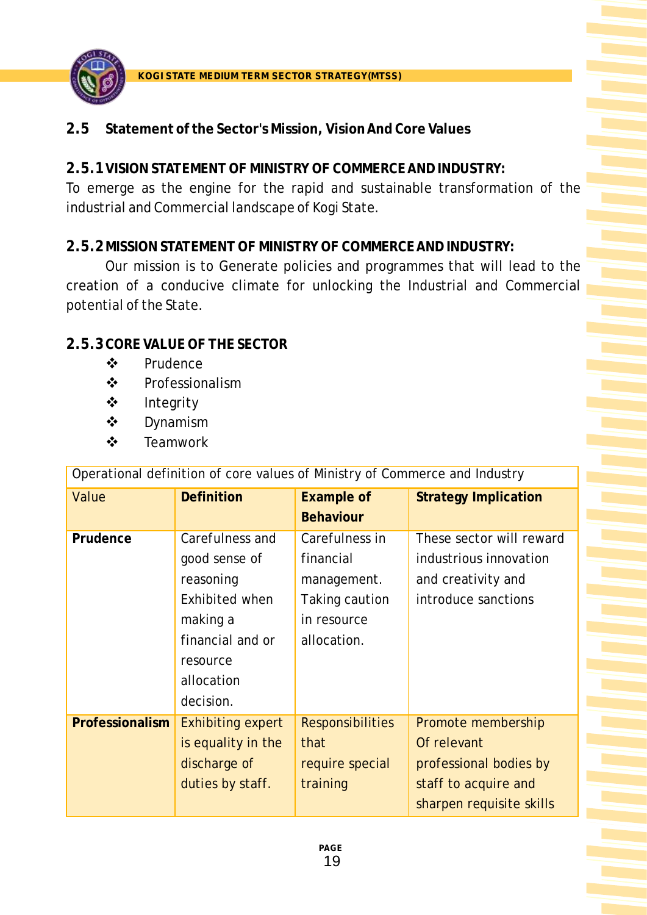## 2.5 Statement of the Sector's Mission, Vision And Core Values

### 2.5.1 VISION STATEMENT OF MINISTRY OF COMMERCE AND INDUSTRY:

To emerge as the engine for the rapid and sustainable transformation of the industrial and Commercial landscape of Kogi State.

### 2.5.2 MISSION STATEMENT OF MINISTRY OF COMMERCE AND INDUSTRY:

Our mission is to Generate policies and programmes that will lead to the creation of a conducive climate for unlocking the Industrial and Commercial potential of the State.

### 2.5.3 CORE VALUE OF THE SECTOR

- Prudence
- Professionalism
- Integrity
- Dynamism
- Teamwork

Operational definition of core values of Ministry of Commerce and Industry

| Value | **Definition** | **Example of Behaviour** | **Strategy Implication** |
|---|---|---|---|
| **Prudence** | Carefulness and good sense of reasoning Exhibited when making a financial and or resource allocation decision. | Carefulness in financial management. Taking caution in resource allocation. | These sector will reward industrious innovation and creativity and introduce sanctions |
| **Professionalism** | Exhibiting expert is equality in the discharge of duties by staff. | Responsibilities that require special training | Promote membership Of relevant professional bodies by staff to acquire and sharpen requisite skills |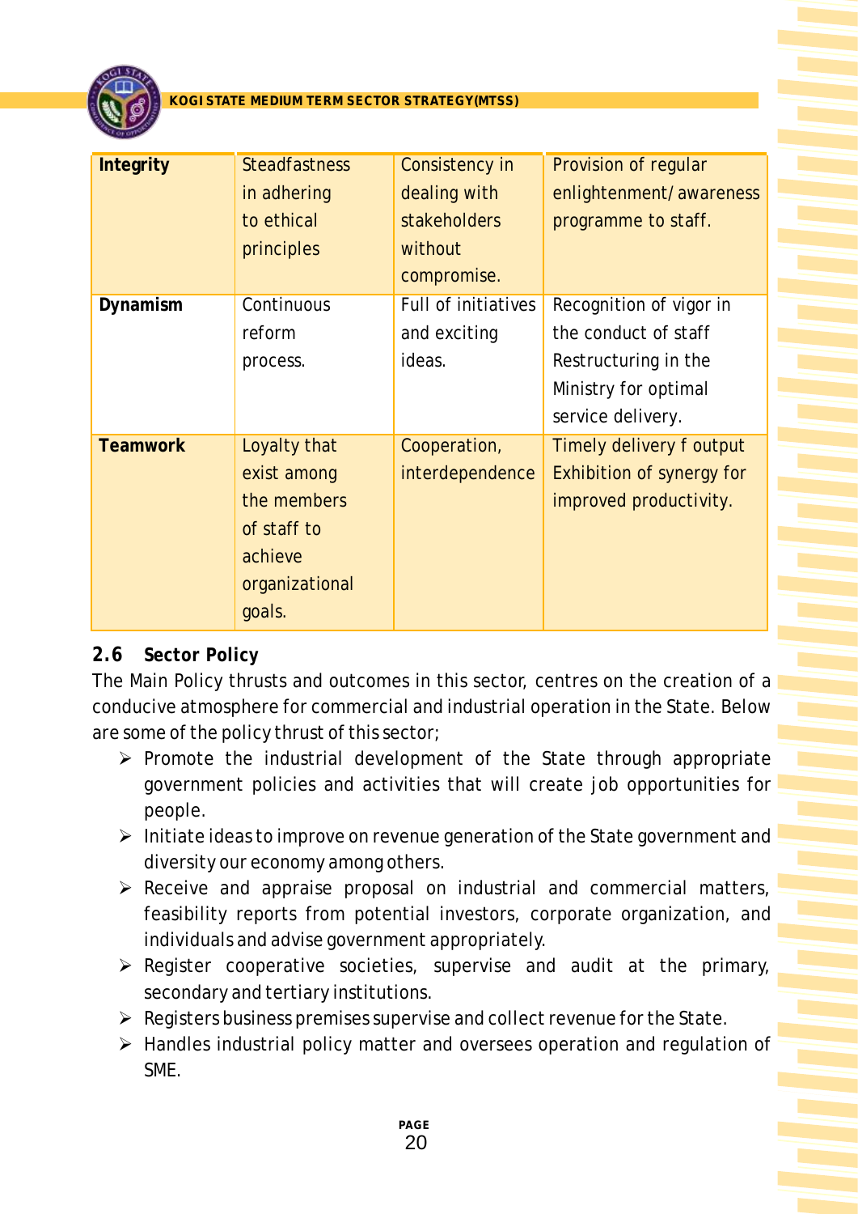| | | | |
|---|---|---|---|
| **Integrity** | Steadfastness in adhering to ethical principles | Consistency in dealing with stakeholders without compromise. | Provision of regular enlightenment/awareness programme to staff. |
| **Dynamism** | Continuous reform process. | Full of initiatives and exciting ideas. | Recognition of vigor in the conduct of staff Restructuring in the Ministry for optimal service delivery. |
| **Teamwork** | Loyalty that exist among the members of staff to achieve organizational goals. | Cooperation, interdependence | Timely delivery f output Exhibition of synergy for improved productivity. |

## 2.6 Sector Policy

The Main Policy thrusts and outcomes in this sector, centres on the creation of a conducive atmosphere for commercial and industrial operation in the State. Below are some of the policy thrust of this sector;

- Promote the industrial development of the State through appropriate government policies and activities that will create job opportunities for people.
- Initiate ideas to improve on revenue generation of the State government and diversity our economy among others.
- Receive and appraise proposal on industrial and commercial matters, feasibility reports from potential investors, corporate organization, and individuals and advise government appropriately.
- Register cooperative societies, supervise and audit at the primary, secondary and tertiary institutions.
- Registers business premises supervise and collect revenue for the State.
- Handles industrial policy matter and oversees operation and regulation of SME.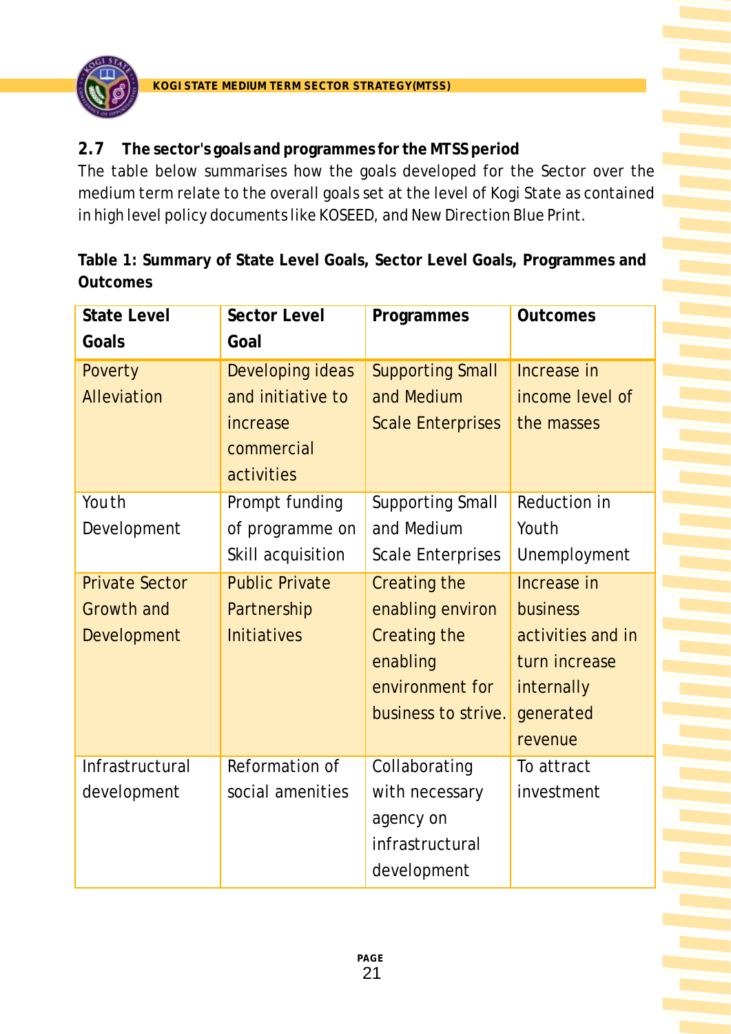## 2.7 The sector's goals and programmes for the MTSS period

The table below summarises how the goals developed for the Sector over the medium term relate to the overall goals set at the level of Kogi State as contained in high level policy documents like KOSEED, and New Direction Blue Print.

**Table 1: Summary of State Level Goals, Sector Level Goals, Programmes and Outcomes**

| State Level Goals | Sector Level Goal | Programmes | Outcomes |
|---|---|---|---|
| Poverty Alleviation | Developing ideas and initiative to increase commercial activities | Supporting Small and Medium Scale Enterprises | Increase in income level of the masses |
| Youth Development | Prompt funding of programme on Skill acquisition | Supporting Small and Medium Scale Enterprises | Reduction in Youth Unemployment |
| Private Sector Growth and Development | Public Private Partnership Initiatives | Creating the enabling environ Creating the enabling environment for business to strive. | Increase in business activities and in turn increase internally generated revenue |
| Infrastructural development | Reformation of social amenities | Collaborating with necessary agency on infrastructural development | To attract investment |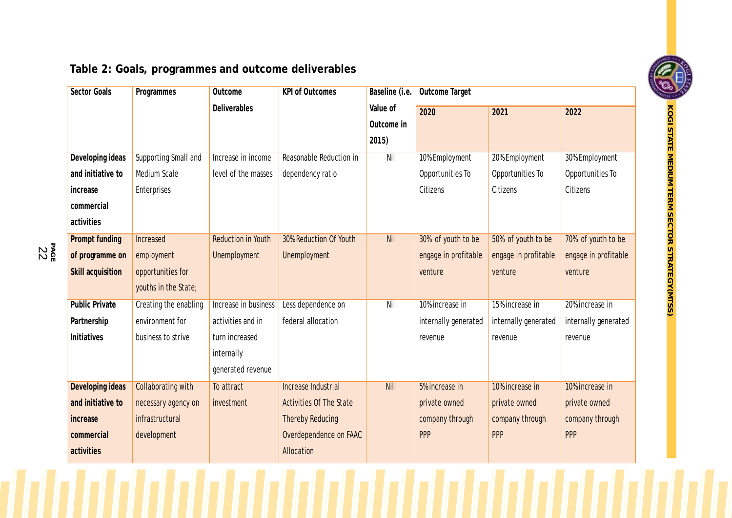## Table 2: Goals, programmes and outcome deliverables

| Sector Goals | Programmes | Outcome Deliverables | KPI of Outcomes | Baseline (i.e. Value of Outcome in 2015) | Outcome Target | | |
|---|---|---|---|---|---|---|---|
| | | | | | 2020 | 2021 | 2022 |
| **Developing ideas and initiative to increase commercial activities** | Supporting Small and Medium Scale Enterprises | Increase in income level of the masses | Reasonable Reduction in dependency ratio | Nil | 10% Employment Opportunities To Citizens | 20% Employment Opportunities To Citizens | 30% Employment Opportunities To Citizens |
| **Prompt funding of programme on Skill acquisition** | Increased employment opportunities for youths in the State; | Reduction in Youth Unemployment | 30% Reduction Of Youth Unemployment | Nil | 30% of youth to be engage in profitable venture | 50% of youth to be engage in profitable venture | 70% of youth to be engage in profitable venture |
| **Public Private Partnership Initiatives** | Creating the enabling environment for business to strive | Increase in business activities and in turn increased internally generated revenue | Less dependence on federal allocation | Nil | 10% increase in internally generated revenue | 15% increase in internally generated revenue | 20% increase in internally generated revenue |
| **Developing ideas and initiative to increase commercial activities** | Collaborating with necessary agency on infrastructural development | To attract investment | Increase Industrial Activities Of The State Thereby Reducing Overdependence on FAAC Allocation | Nill | 5% increase in private owned company through PPP | 10% increase in private owned company through PPP | 10% increase in private owned company through PPP |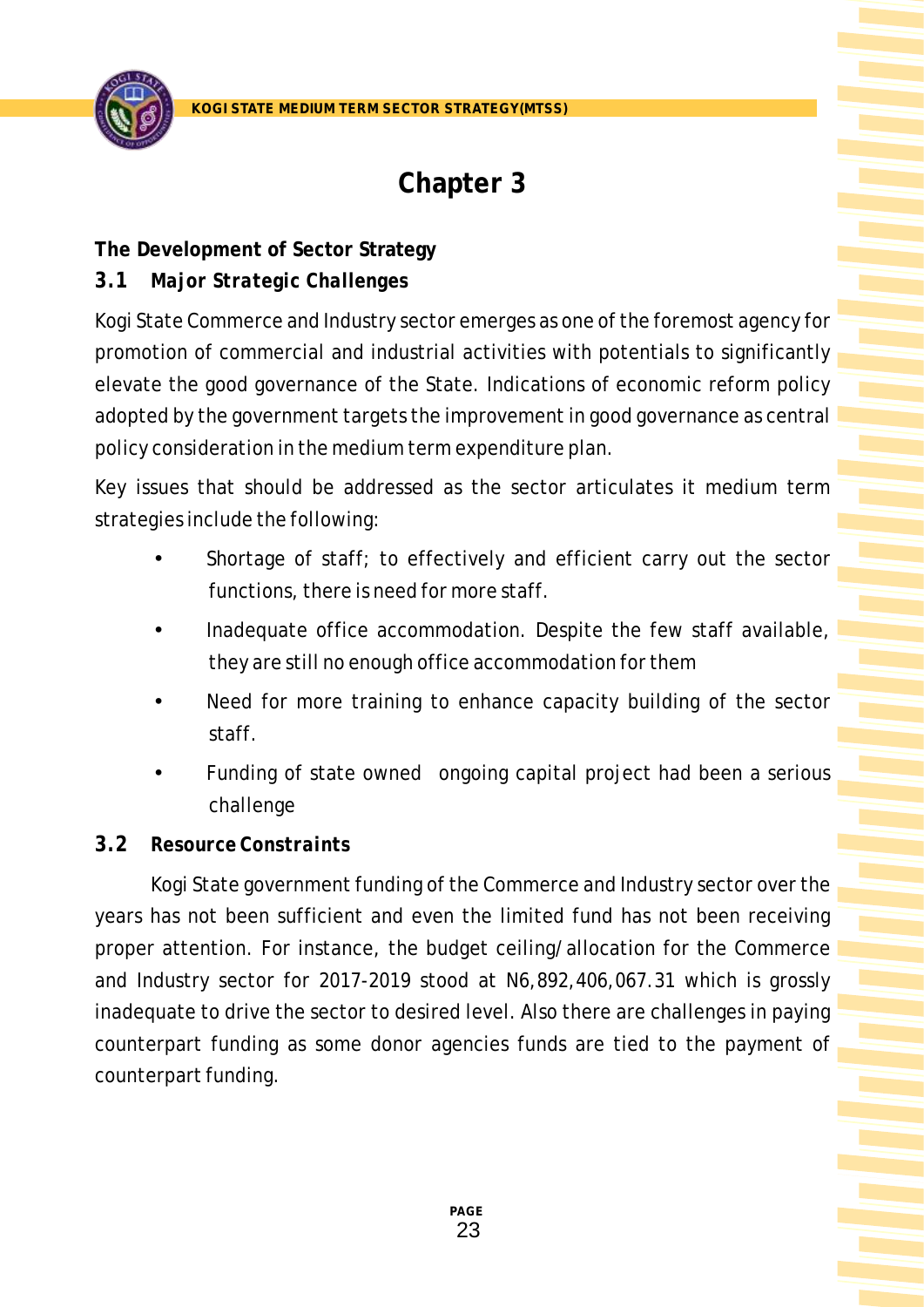# Chapter 3

**The Development of Sector Strategy**

## 3.1 *Major Strategic Challenges*

Kogi State Commerce and Industry sector emerges as one of the foremost agency for promotion of commercial and industrial activities with potentials to significantly elevate the good governance of the State. Indications of economic reform policy adopted by the government targets the improvement in good governance as central policy consideration in the medium term expenditure plan.

Key issues that should be addressed as the sector articulates it medium term strategies include the following:

- Shortage of staff; to effectively and efficient carry out the sector functions, there is need for more staff.
- Inadequate office accommodation. Despite the few staff available, they are still no enough office accommodation for them
- Need for more training to enhance capacity building of the sector staff.
- Funding of state owned  ongoing capital project had been a serious challenge

## 3.2 *Resource Constraints*

Kogi State government funding of the Commerce and Industry sector over the years has not been sufficient and even the limited fund has not been receiving proper attention. For instance, the budget ceiling/allocation for the Commerce and Industry sector for 2017-2019 stood at N6,892,406,067.31 which is grossly inadequate to drive the sector to desired level. Also there are challenges in paying counterpart funding as some donor agencies funds are tied to the payment of counterpart funding.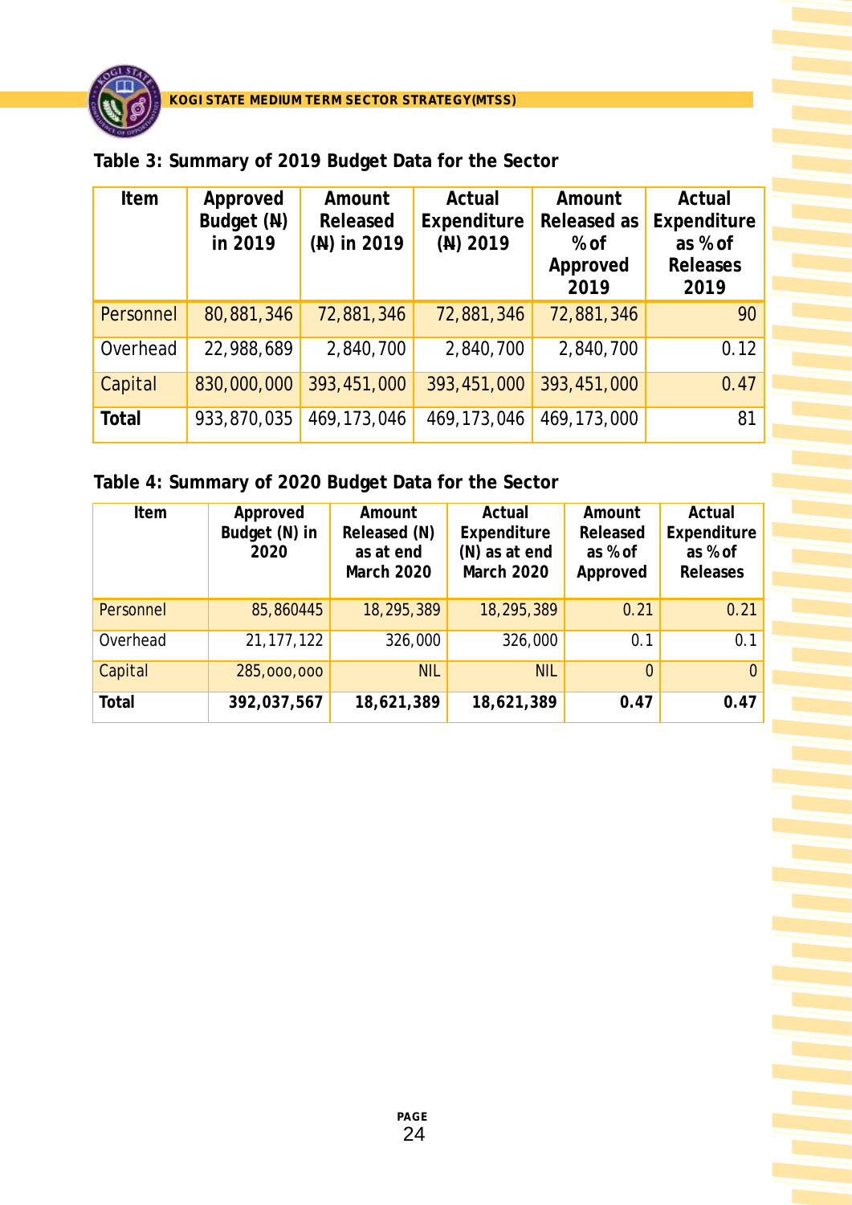**Table 3: Summary of 2019 Budget Data for the Sector**

| Item | Approved Budget (₦) in 2019 | Amount Released (₦) in 2019 | Actual Expenditure (₦) 2019 | Amount Released as % of Approved 2019 | Actual Expenditure as % of Releases 2019 |
|---|---|---|---|---|---|
| Personnel | 80,881,346 | 72,881,346 | 72,881,346 | 72,881,346 | 90 |
| Overhead | 22,988,689 | 2,840,700 | 2,840,700 | 2,840,700 | 0.12 |
| Capital | 830,000,000 | 393,451,000 | 393,451,000 | 393,451,000 | 0.47 |
| **Total** | 933,870,035 | 469,173,046 | 469,173,046 | 469,173,000 | 81 |

**Table 4: Summary of 2020 Budget Data for the Sector**

| Item | Approved Budget (N) in 2020 | Amount Released (N) as at end March 2020 | Actual Expenditure (N) as at end March 2020 | Amount Released as % of Approved | Actual Expenditure as % of Releases |
|---|---|---|---|---|---|
| Personnel | 85,860445 | 18,295,389 | 18,295,389 | 0.21 | 0.21 |
| Overhead | 21,177,122 | 326,000 | 326,000 | 0.1 | 0.1 |
| Capital | 285,000,000 | NIL | NIL | 0 | 0 |
| **Total** | **392,037,567** | **18,621,389** | **18,621,389** | **0.47** | **0.47** |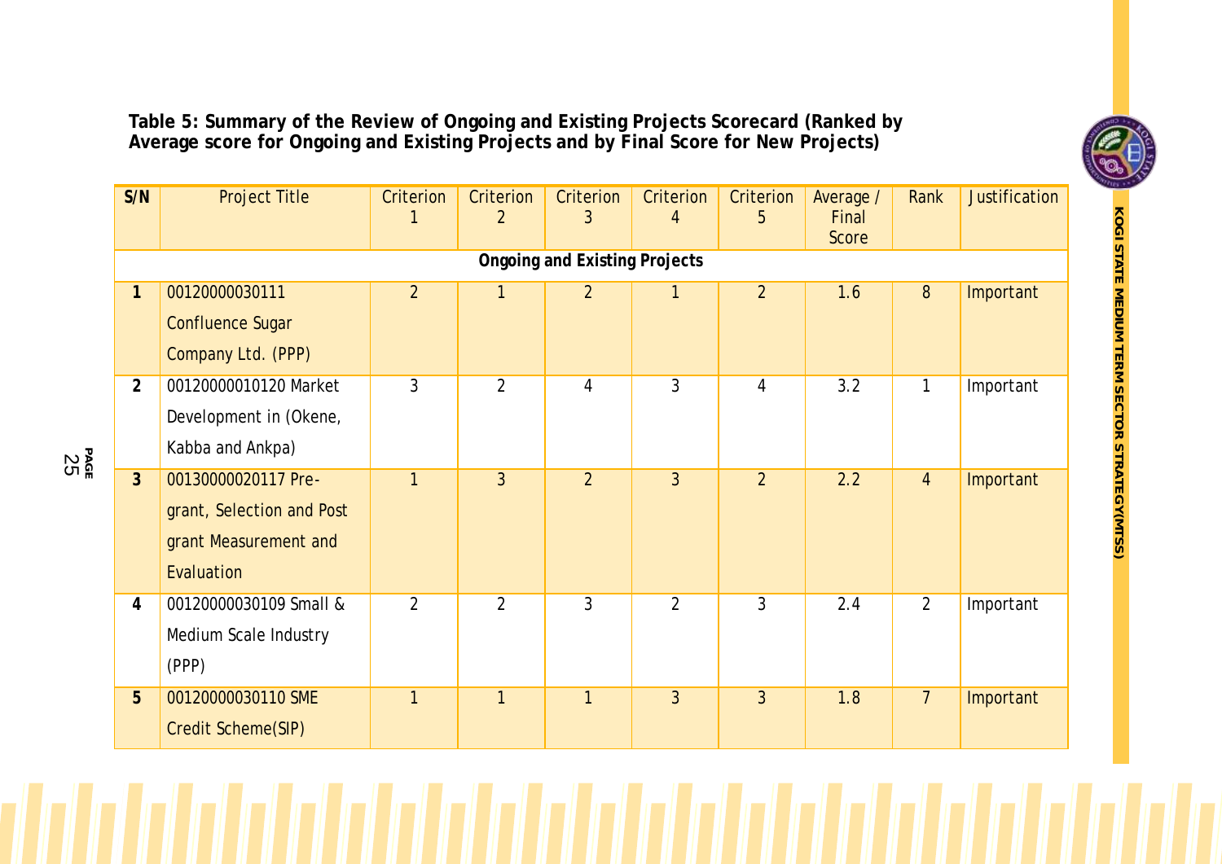**Table 5: Summary of the Review of Ongoing and Existing Projects Scorecard (Ranked by Average score for Ongoing and Existing Projects and by Final Score for New Projects)**

| S/N | Project Title | Criterion 1 | Criterion 2 | Criterion 3 | Criterion 4 | Criterion 5 | Average / Final Score | Rank | Justification |
|---|---|---|---|---|---|---|---|---|---|
| | **Ongoing and Existing Projects** | | | | | | | | |
| **1** | 00120000030111 Confluence Sugar Company Ltd. (PPP) | 2 | 1 | 2 | 1 | 2 | 1.6 | 8 | Important |
| **2** | 00120000010120 Market Development in (Okene, Kabba and Ankpa) | 3 | 2 | 4 | 3 | 4 | 3.2 | 1 | Important |
| **3** | 00130000020117 Pre-grant, Selection and Post grant Measurement and Evaluation | 1 | 3 | 2 | 3 | 2 | 2.2 | 4 | Important |
| **4** | 00120000030109 Small & Medium Scale Industry (PPP) | 2 | 2 | 3 | 2 | 3 | 2.4 | 2 | Important |
| **5** | 00120000030110 SME Credit Scheme(SIP) | 1 | 1 | 1 | 3 | 3 | 1.8 | 7 | Important |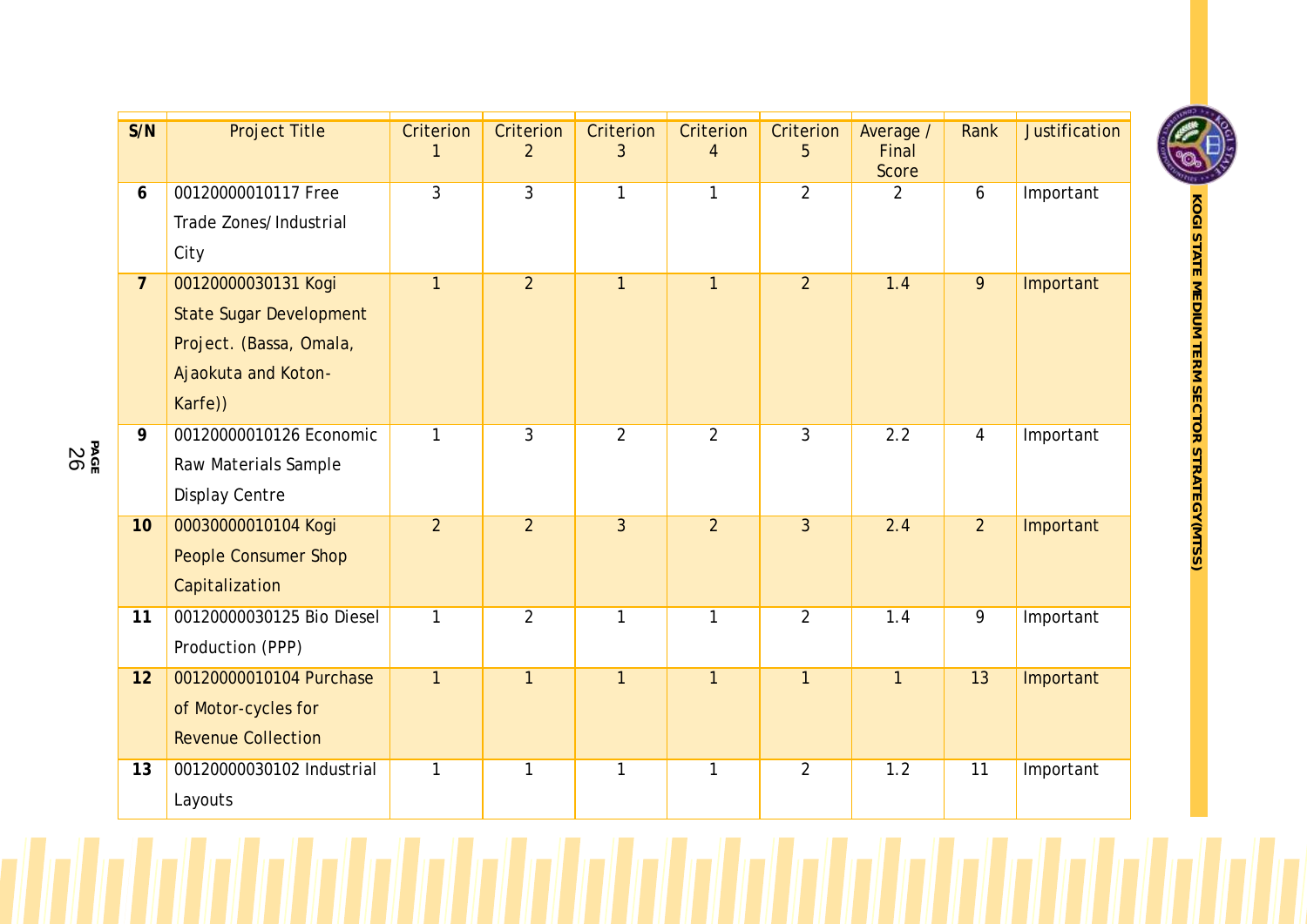| S/N | Project Title | Criterion 1 | Criterion 2 | Criterion 3 | Criterion 4 | Criterion 5 | Average / Final Score | Rank | Justification |
|---|---|---|---|---|---|---|---|---|---|
| 6 | 00120000010117 Free Trade Zones/Industrial City | 3 | 3 | 1 | 1 | 2 | 2 | 6 | Important |
| 7 | 00120000030131 Kogi State Sugar Development Project. (Bassa, Omala, Ajaokuta and Koton-Karfe)) | 1 | 2 | 1 | 1 | 2 | 1.4 | 9 | Important |
| 9 | 00120000010126 Economic Raw Materials Sample Display Centre | 1 | 3 | 2 | 2 | 3 | 2.2 | 4 | Important |
| 10 | 00030000010104 Kogi People Consumer Shop Capitalization | 2 | 2 | 3 | 2 | 3 | 2.4 | 2 | Important |
| 11 | 00120000030125 Bio Diesel Production (PPP) | 1 | 2 | 1 | 1 | 2 | 1.4 | 9 | Important |
| 12 | 00120000010104 Purchase of Motor-cycles for Revenue Collection | 1 | 1 | 1 | 1 | 1 | 1 | 13 | Important |
| 13 | 00120000030102 Industrial Layouts | 1 | 1 | 1 | 1 | 2 | 1.2 | 11 | Important |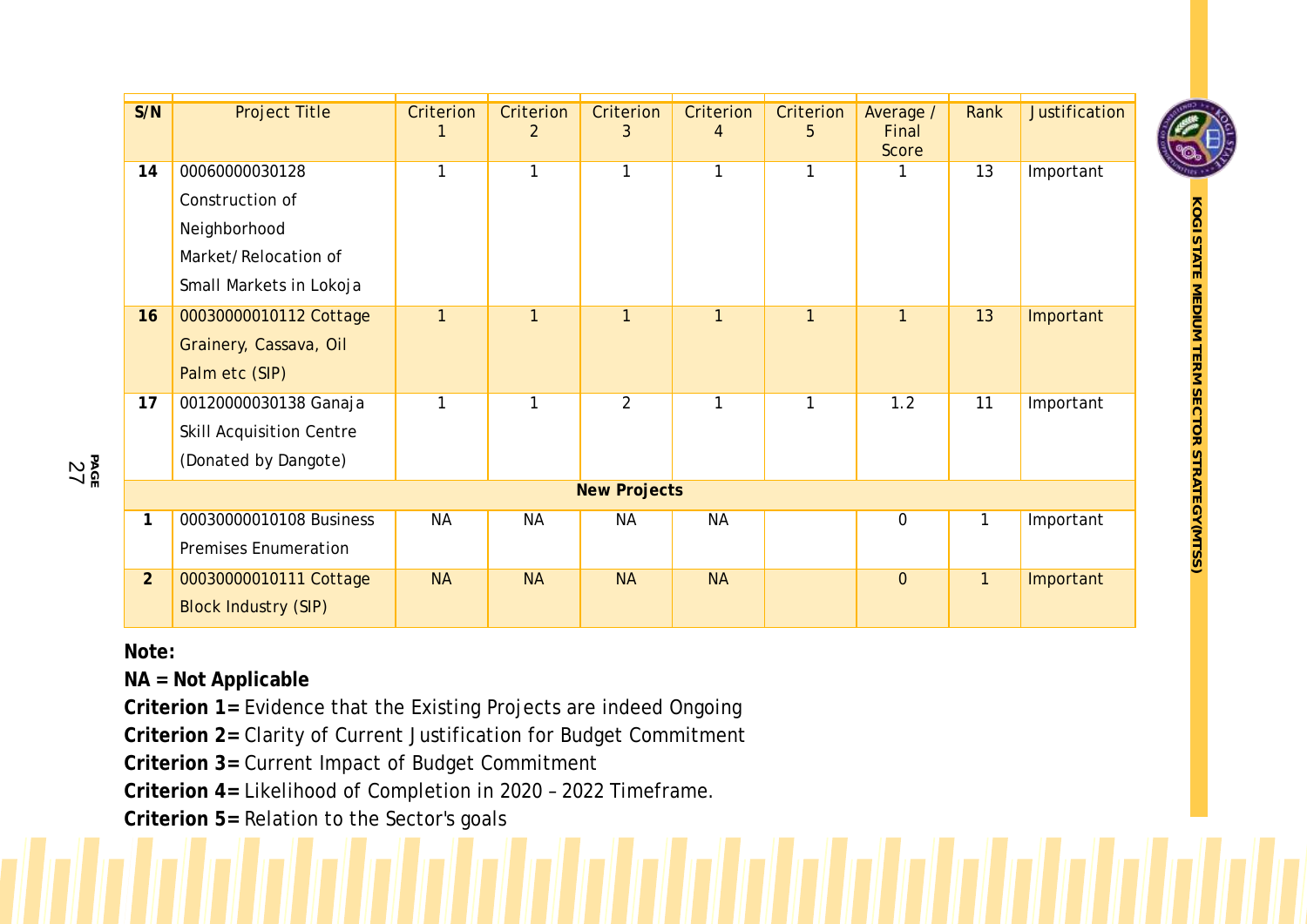| S/N | Project Title | Criterion 1 | Criterion 2 | Criterion 3 | Criterion 4 | Criterion 5 | Average / Final Score | Rank | Justification |
|---|---|---|---|---|---|---|---|---|---|
| **14** | 00060000030128 Construction of Neighborhood Market/Relocation of Small Markets in Lokoja | 1 | 1 | 1 | 1 | 1 | 1 | 13 | Important |
| **16** | 00030000010112 Cottage Grainery, Cassava, Oil Palm etc (SIP) | 1 | 1 | 1 | 1 | 1 | 1 | 13 | Important |
| **17** | 00120000030138 Ganaja Skill Acquisition Centre (Donated by Dangote) | 1 | 1 | 2 | 1 | 1 | 1.2 | 11 | Important |
| | | | | | **New Projects** | | | | |
| **1** | 00030000010108 Business Premises Enumeration | NA | NA | NA | NA | | 0 | 1 | Important |
| **2** | 00030000010111 Cottage Block Industry (SIP) | NA | NA | NA | NA | | 0 | 1 | Important |

**Note:**

**NA = Not Applicable**

**Criterion 1=** Evidence that the Existing Projects are indeed Ongoing

**Criterion 2=** Clarity of Current Justification for Budget Commitment

**Criterion 3=** Current Impact of Budget Commitment

**Criterion 4=** Likelihood of Completion in 2020 – 2022 Timeframe.

**Criterion 5=** Relation to the Sector's goals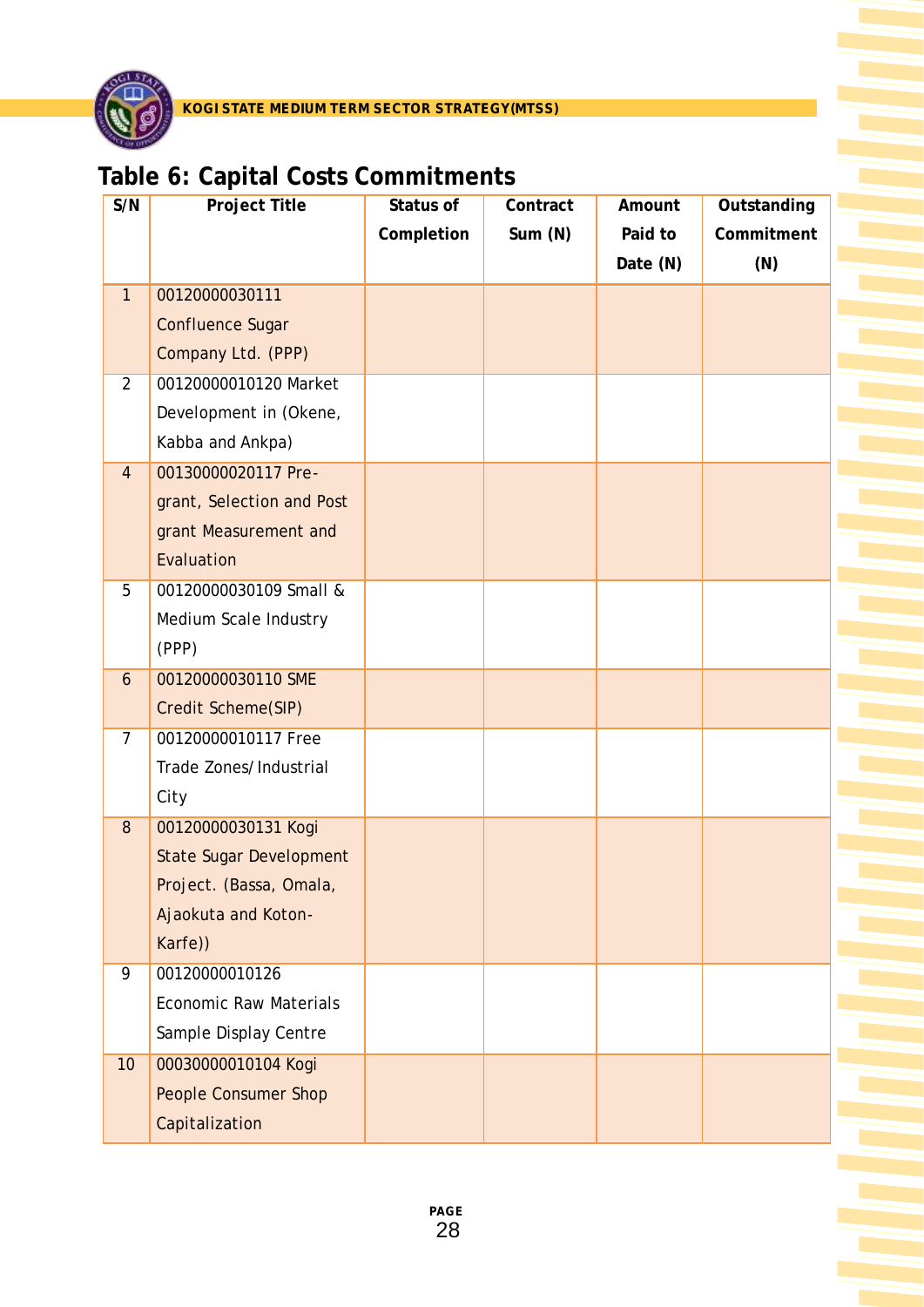## Table 6: Capital Costs Commitments

| S/N | Project Title | Status of Completion | Contract Sum (N) | Amount Paid to Date (N) | Outstanding Commitment (N) |
|---|---|---|---|---|---|
| 1 | 00120000030111 Confluence Sugar Company Ltd. (PPP) | | | | |
| 2 | 00120000010120 Market Development in (Okene, Kabba and Ankpa) | | | | |
| 4 | 00130000020117 Pre-grant, Selection and Post grant Measurement and Evaluation | | | | |
| 5 | 00120000030109 Small & Medium Scale Industry (PPP) | | | | |
| 6 | 00120000030110 SME Credit Scheme(SIP) | | | | |
| 7 | 00120000010117 Free Trade Zones/Industrial City | | | | |
| 8 | 00120000030131 Kogi State Sugar Development Project. (Bassa, Omala, Ajaokuta and Koton-Karfe)) | | | | |
| 9 | 00120000010126 Economic Raw Materials Sample Display Centre | | | | |
| 10 | 00030000010104 Kogi People Consumer Shop Capitalization | | | | |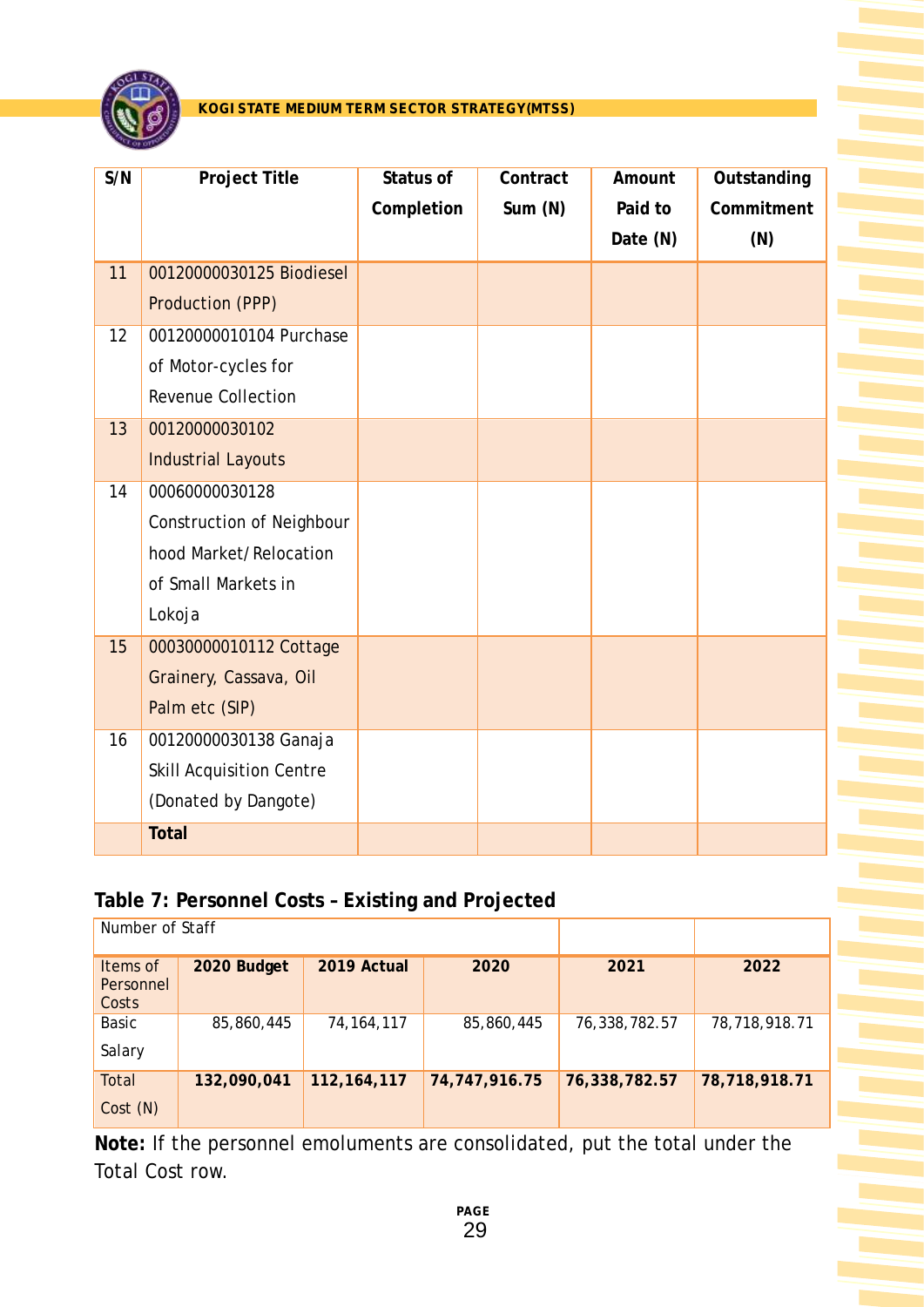| S/N | Project Title | Status of Completion | Contract Sum (N) | Amount Paid to Date (N) | Outstanding Commitment (N) |
|---|---|---|---|---|---|
| 11 | 00120000030125 Biodiesel Production (PPP) | | | | |
| 12 | 00120000010104 Purchase of Motor-cycles for Revenue Collection | | | | |
| 13 | 00120000030102 Industrial Layouts | | | | |
| 14 | 00060000030128 Construction of Neighbour hood Market/Relocation of Small Markets in Lokoja | | | | |
| 15 | 00030000010112 Cottage Grainery, Cassava, Oil Palm etc (SIP) | | | | |
| 16 | 00120000030138 Ganaja Skill Acquisition Centre (Donated by Dangote) | | | | |
| | **Total** | | | | |

## Table 7: Personnel Costs – Existing and Projected

| Number of Staff | | | | | |
|---|---|---|---|---|---|
| Items of Personnel Costs | **2020 Budget** | **2019 Actual** | **2020** | **2021** | **2022** |
| Basic Salary | 85,860,445 | 74,164,117 | 85,860,445 | 76,338,782.57 | 78,718,918.71 |
| Total Cost (N) | **132,090,041** | **112,164,117** | **74,747,916.75** | **76,338,782.57** | **78,718,918.71** |

**Note:** If the personnel emoluments are consolidated, put the total under the Total Cost row.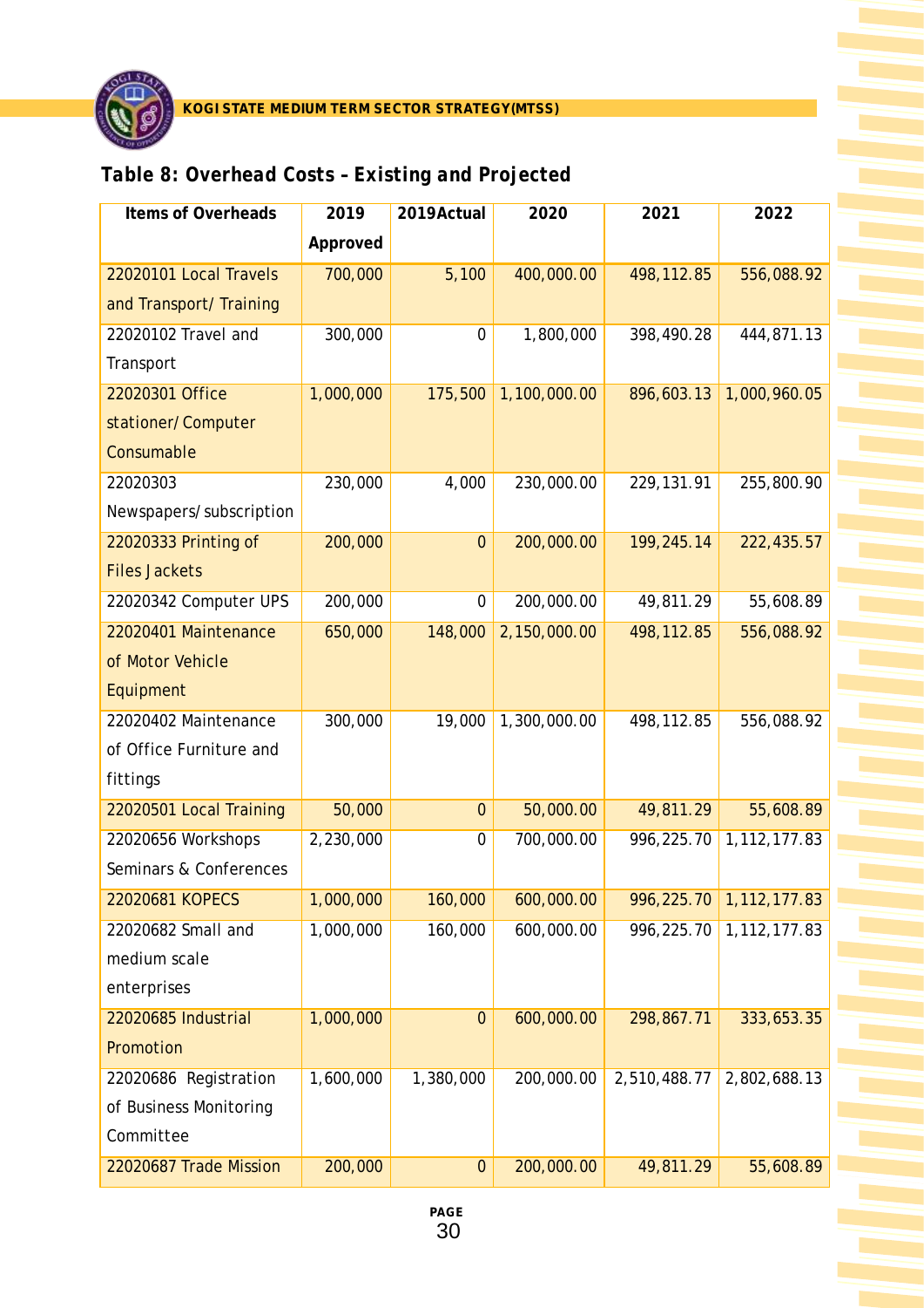### Table 8: Overhead Costs – Existing and Projected

| Items of Overheads | 2019 Approved | 2019Actual | 2020 | 2021 | 2022 |
|---|---|---|---|---|---|
| 22020101 Local Travels and Transport/ Training | 700,000 | 5,100 | 400,000.00 | 498,112.85 | 556,088.92 |
| 22020102 Travel and Transport | 300,000 | 0 | 1,800,000 | 398,490.28 | 444,871.13 |
| 22020301 Office stationer/Computer Consumable | 1,000,000 | 175,500 | 1,100,000.00 | 896,603.13 | 1,000,960.05 |
| 22020303 Newspapers/subscription | 230,000 | 4,000 | 230,000.00 | 229,131.91 | 255,800.90 |
| 22020333 Printing of Files Jackets | 200,000 | 0 | 200,000.00 | 199,245.14 | 222,435.57 |
| 22020342 Computer UPS | 200,000 | 0 | 200,000.00 | 49,811.29 | 55,608.89 |
| 22020401 Maintenance of Motor Vehicle Equipment | 650,000 | 148,000 | 2,150,000.00 | 498,112.85 | 556,088.92 |
| 22020402 Maintenance of Office Furniture and fittings | 300,000 | 19,000 | 1,300,000.00 | 498,112.85 | 556,088.92 |
| 22020501 Local Training | 50,000 | 0 | 50,000.00 | 49,811.29 | 55,608.89 |
| 22020656 Workshops Seminars & Conferences | 2,230,000 | 0 | 700,000.00 | 996,225.70 | 1,112,177.83 |
| 22020681 KOPECS | 1,000,000 | 160,000 | 600,000.00 | 996,225.70 | 1,112,177.83 |
| 22020682 Small and medium scale enterprises | 1,000,000 | 160,000 | 600,000.00 | 996,225.70 | 1,112,177.83 |
| 22020685 Industrial Promotion | 1,000,000 | 0 | 600,000.00 | 298,867.71 | 333,653.35 |
| 22020686 Registration of Business Monitoring Committee | 1,600,000 | 1,380,000 | 200,000.00 | 2,510,488.77 | 2,802,688.13 |
| 22020687 Trade Mission | 200,000 | 0 | 200,000.00 | 49,811.29 | 55,608.89 |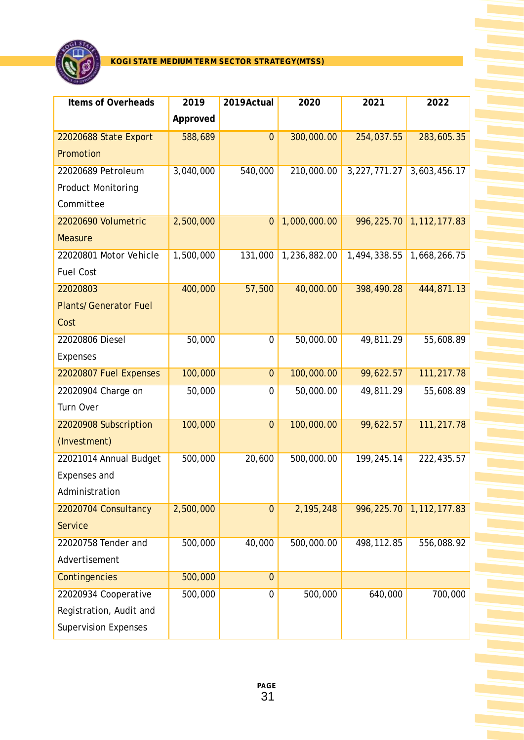| Items of Overheads | 2019 Approved | 2019Actual | 2020 | 2021 | 2022 |
|---|---|---|---|---|---|
| 22020688 State Export Promotion | 588,689 | 0 | 300,000.00 | 254,037.55 | 283,605.35 |
| 22020689 Petroleum Product Monitoring Committee | 3,040,000 | 540,000 | 210,000.00 | 3,227,771.27 | 3,603,456.17 |
| 22020690 Volumetric Measure | 2,500,000 | 0 | 1,000,000.00 | 996,225.70 | 1,112,177.83 |
| 22020801 Motor Vehicle Fuel Cost | 1,500,000 | 131,000 | 1,236,882.00 | 1,494,338.55 | 1,668,266.75 |
| 22020803 Plants/Generator Fuel Cost | 400,000 | 57,500 | 40,000.00 | 398,490.28 | 444,871.13 |
| 22020806 Diesel Expenses | 50,000 | 0 | 50,000.00 | 49,811.29 | 55,608.89 |
| 22020807 Fuel Expenses | 100,000 | 0 | 100,000.00 | 99,622.57 | 111,217.78 |
| 22020904 Charge on Turn Over | 50,000 | 0 | 50,000.00 | 49,811.29 | 55,608.89 |
| 22020908 Subscription (Investment) | 100,000 | 0 | 100,000.00 | 99,622.57 | 111,217.78 |
| 22021014 Annual Budget Expenses and Administration | 500,000 | 20,600 | 500,000.00 | 199,245.14 | 222,435.57 |
| 22020704 Consultancy Service | 2,500,000 | 0 | 2,195,248 | 996,225.70 | 1,112,177.83 |
| 22020758 Tender and Advertisement | 500,000 | 40,000 | 500,000.00 | 498,112.85 | 556,088.92 |
| Contingencies | 500,000 | 0 | | | |
| 22020934 Cooperative Registration, Audit and Supervision Expenses | 500,000 | 0 | 500,000 | 640,000 | 700,000 |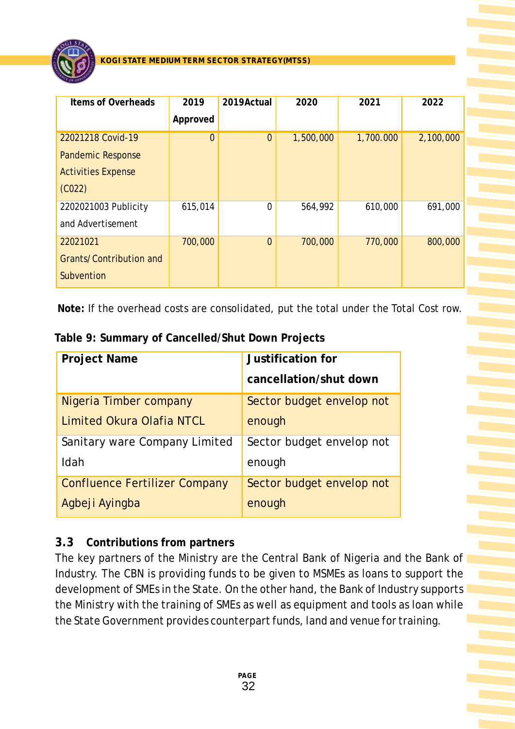| Items of Overheads | 2019 Approved | 2019Actual | 2020 | 2021 | 2022 |
|---|---|---|---|---|---|
| 22021218 Covid-19 Pandemic Response Activities Expense (C022) | 0 | 0 | 1,500,000 | 1,700.000 | 2,100,000 |
| 2202021003 Publicity and Advertisement | 615,014 | 0 | 564,992 | 610,000 | 691,000 |
| 22021021 Grants/Contribution and Subvention | 700,000 | 0 | 700,000 | 770,000 | 800,000 |

**Note:** If the overhead costs are consolidated, put the total under the Total Cost row.

**Table 9: Summary of Cancelled/Shut Down Projects**

| Project Name | Justification for cancellation/shut down |
|---|---|
| Nigeria Timber company Limited Okura Olafia NTCL | Sector budget envelop not enough |
| Sanitary ware Company Limited Idah | Sector budget envelop not enough |
| Confluence Fertilizer Company Agbeji Ayingba | Sector budget envelop not enough |

### 3.3 Contributions from partners

The key partners of the Ministry are the Central Bank of Nigeria and the Bank of Industry. The CBN is providing funds to be given to MSMEs as loans to support the development of SMEs in the State. On the other hand, the Bank of Industry supports the Ministry with the training of SMEs as well as equipment and tools as loan while the State Government provides counterpart funds, land and venue for training.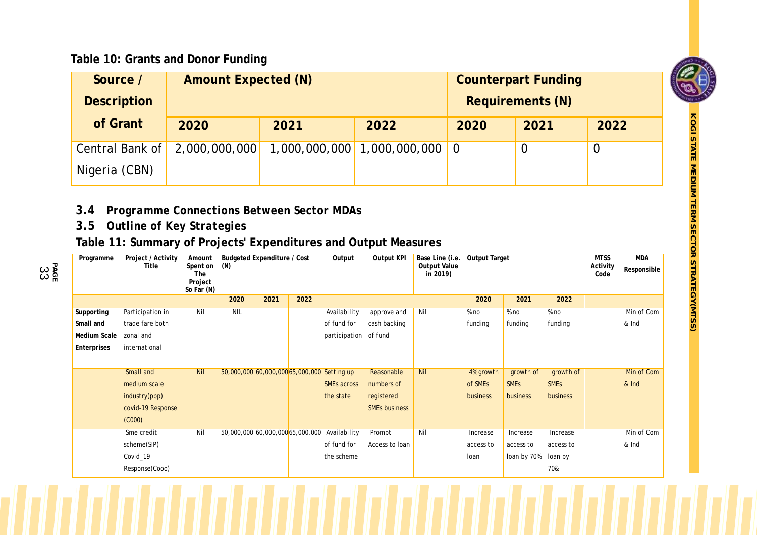## Table 10: Grants and Donor Funding

| Source / Description of Grant | Amount Expected (N) | | | Counterpart Funding Requirements (N) | | |
|---|---|---|---|---|---|---|
| | 2020 | 2021 | 2022 | 2020 | 2021 | 2022 |
| Central Bank of Nigeria (CBN) | 2,000,000,000 | 1,000,000,000 | 1,000,000,000 | 0 | 0 | 0 |

### 3.4 Programme Connections Between Sector MDAs

### 3.5 Outline of Key Strategies

## Table 11: Summary of Projects' Expenditures and Output Measures

| Programme | Project / Activity Title | Amount Spent on The Project So Far (N) | Budgeted Expenditure / Cost (N) | | | Output | Output KPI | Base Line (i.e. Output Value in 2019) | Output Target | | | MTSS Activity Code | MDA Responsible |
|---|---|---|---|---|---|---|---|---|---|---|---|---|---|
| | | | 2020 | 2021 | 2022 | | | | 2020 | 2021 | 2022 | | |
| Supporting Small and Medium Scale Enterprises | Participation in trade fare both zonal and international | Nil | NIL | | | Availability of fund for participation | approve and cash backing of fund | Nil | %no funding | %no funding | %no funding | | Min of Com & Ind |
| | Small and medium scale industry(ppp) covid-19 Response (C000) | Nil | 50,000,000 | 60,000,000 | 65,000,000 | Setting up SMEs across the state | Reasonable numbers of registered SMEs business | Nil | 4%growth of SMEs business | growth of SMEs business | growth of SMEs business | | Min of Com & Ind |
| | Sme credit scheme(SIP) Covid_19 Response(Cooo) | Nil | 50,000,000 | 60,000,000 | 65,000,000 | Availability of fund for the scheme | Prompt Access to loan | Nil | Increase access to loan | Increase access to loan by 70% | Increase access to loan by 70& | | Min of Com & Ind |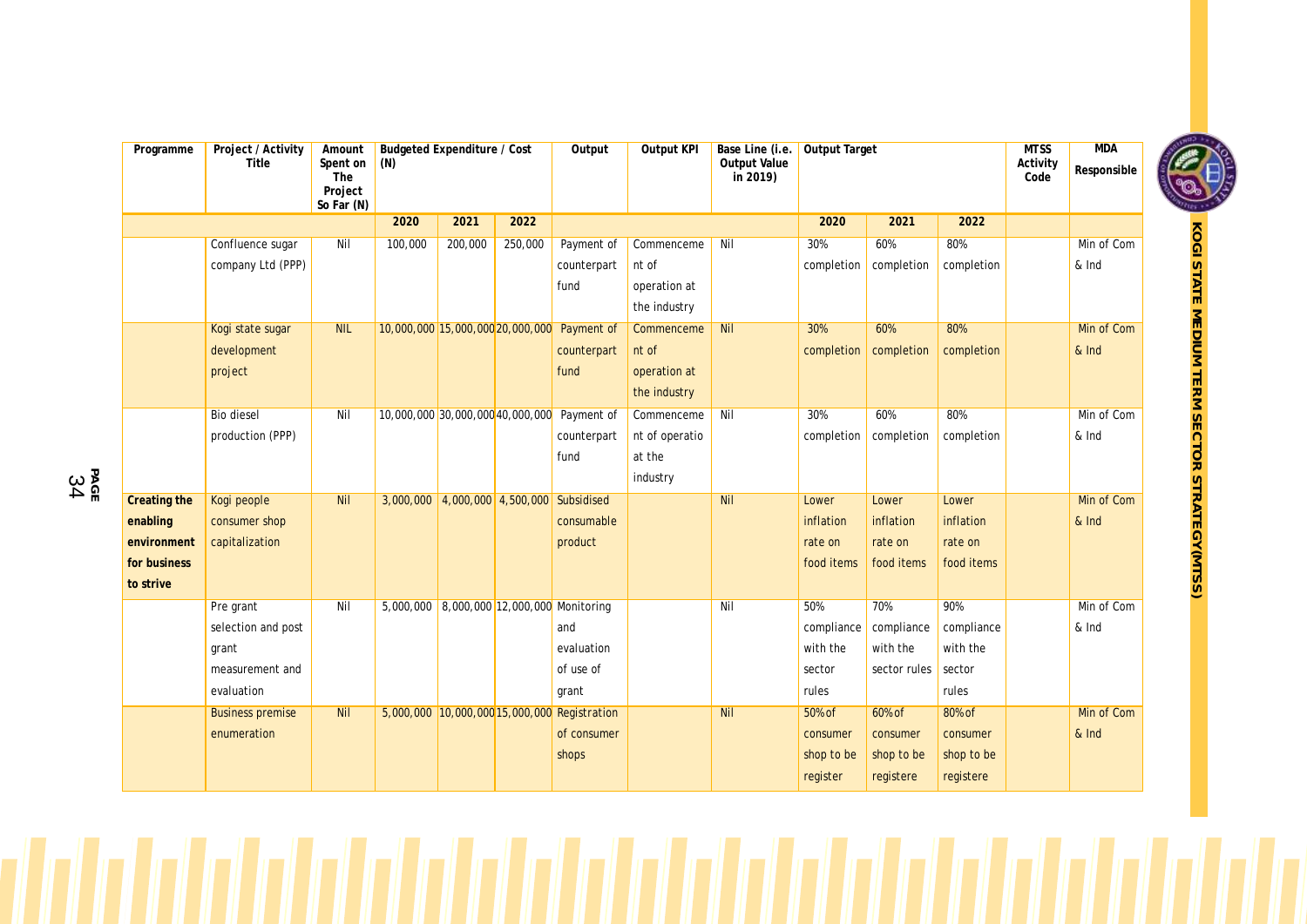| Programme | Project / Activity Title | Amount Spent on The Project So Far (N) | Budgeted Expenditure / Cost (N) | | | Output | Output KPI | Base Line (i.e. Output Value in 2019) | Output Target | | | MTSS Activity Code | MDA Responsible |
|---|---|---|---|---|---|---|---|---|---|---|---|---|---|
| | | | 2020 | 2021 | 2022 | | | | 2020 | 2021 | 2022 | | |
| | Confluence sugar company Ltd (PPP) | Nil | 100,000 | 200,000 | 250,000 | Payment of counterpart fund | Commencement of operation at the industry | Nil | 30% completion | 60% completion | 80% completion | | Min of Com & Ind |
| | Kogi state sugar development project | NIL | 10,000,000 | 15,000,000 | 20,000,000 | Payment of counterpart fund | Commencement of operation at the industry | Nil | 30% completion | 60% completion | 80% completion | | Min of Com & Ind |
| | Bio diesel production (PPP) | Nil | 10,000,000 | 30,000,000 | 40,000,000 | Payment of counterpart fund | Commencement of operation at the industry | Nil | 30% completion | 60% completion | 80% completion | | Min of Com & Ind |
| **Creating the enabling environment for business to strive** | Kogi people consumer shop capitalization | Nil | 3,000,000 | 4,000,000 | 4,500,000 | Subsidised consumable product | | Nil | Lower inflation rate on food items | Lower inflation rate on food items | Lower inflation rate on food items | | Min of Com & Ind |
| | Pre grant selection and post grant measurement and evaluation | Nil | 5,000,000 | 8,000,000 | 12,000,000 | Monitoring and evaluation of use of grant | | Nil | 50% compliance with the sector rules | 70% compliance with the sector rules | 90% compliance with the sector rules | | Min of Com & Ind |
| | Business premise enumeration | Nil | 5,000,000 | 10,000,000 | 15,000,000 | Registration of consumer shops | | Nil | 50% of consumer shop to be register | 60% of consumer shop to be registere | 80% of consumer shop to be registere | | Min of Com & Ind |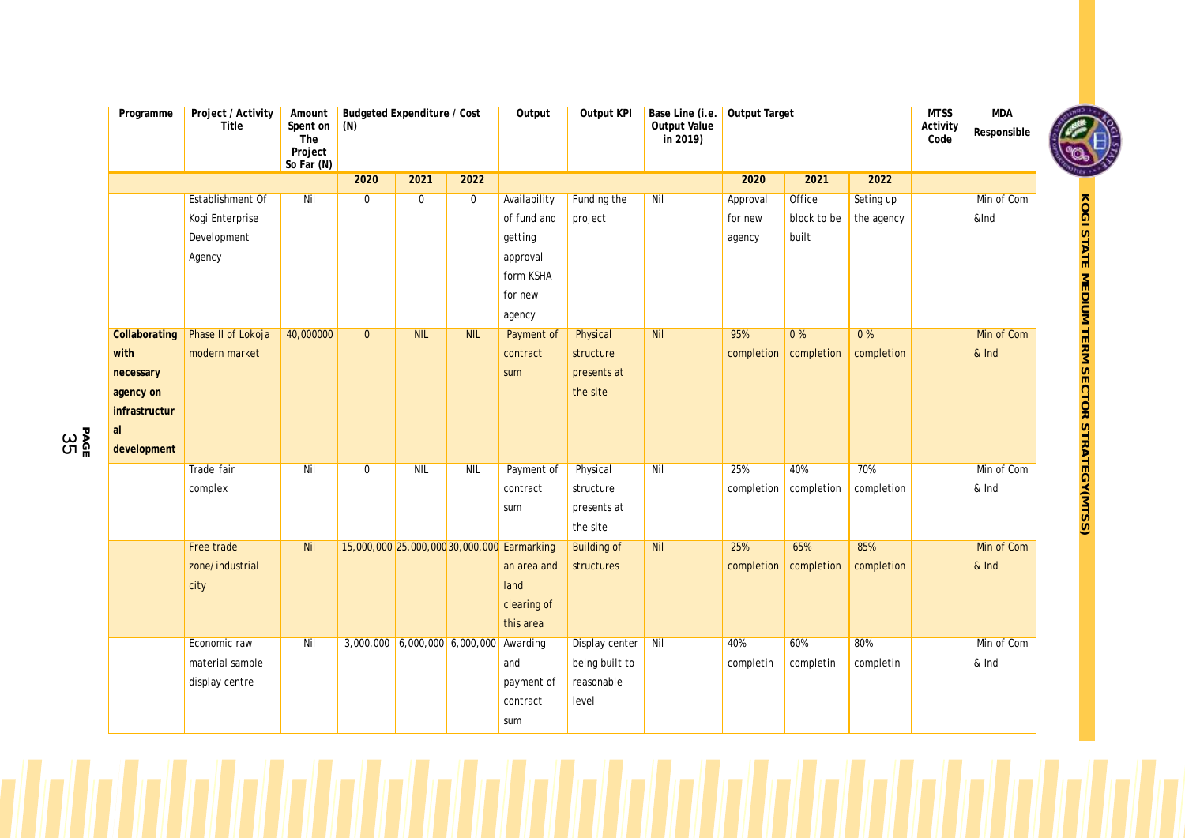| Programme | Project / Activity Title | Amount Spent on The Project So Far (N) | Budgeted Expenditure / Cost (N) | | | Output | Output KPI | Base Line (i.e. Output Value in 2019) | Output Target | | | MTSS Activity Code | MDA Responsible |
|---|---|---|---|---|---|---|---|---|---|---|---|---|---|
| | | | 2020 | 2021 | 2022 | | | | 2020 | 2021 | 2022 | | |
| | Establishment Of Kogi Enterprise Development Agency | Nil | 0 | 0 | 0 | Availability of fund and getting approval form KSHA for new agency | Funding the project | Nil | Approval for new agency | Office block to be built | Seting up the agency | | Min of Com &Ind |
| Collaborating with necessary agency on infrastructural development | Phase II of Lokoja modern market | 40,000000 | 0 | NIL | NIL | Payment of contract sum | Physical structure presents at the site | Nil | 95% completion | 0 % completion | 0 % completion | | Min of Com & Ind |
| | Trade fair complex | Nil | 0 | NIL | NIL | Payment of contract sum | Physical structure presents at the site | Nil | 25% completion | 40% completion | 70% completion | | Min of Com & Ind |
| | Free trade zone/industrial city | Nil | 15,000,000 | 25,000,000 | 30,000,000 | Earmarking an area and land clearing of this area | Building of structures | Nil | 25% completion | 65% completion | 85% completion | | Min of Com & Ind |
| | Economic raw material sample display centre | Nil | 3,000,000 | 6,000,000 | 6,000,000 | Awarding and payment of contract sum | Display center being built to reasonable level | Nil | 40% completin | 60% completin | 80% completin | | Min of Com & Ind |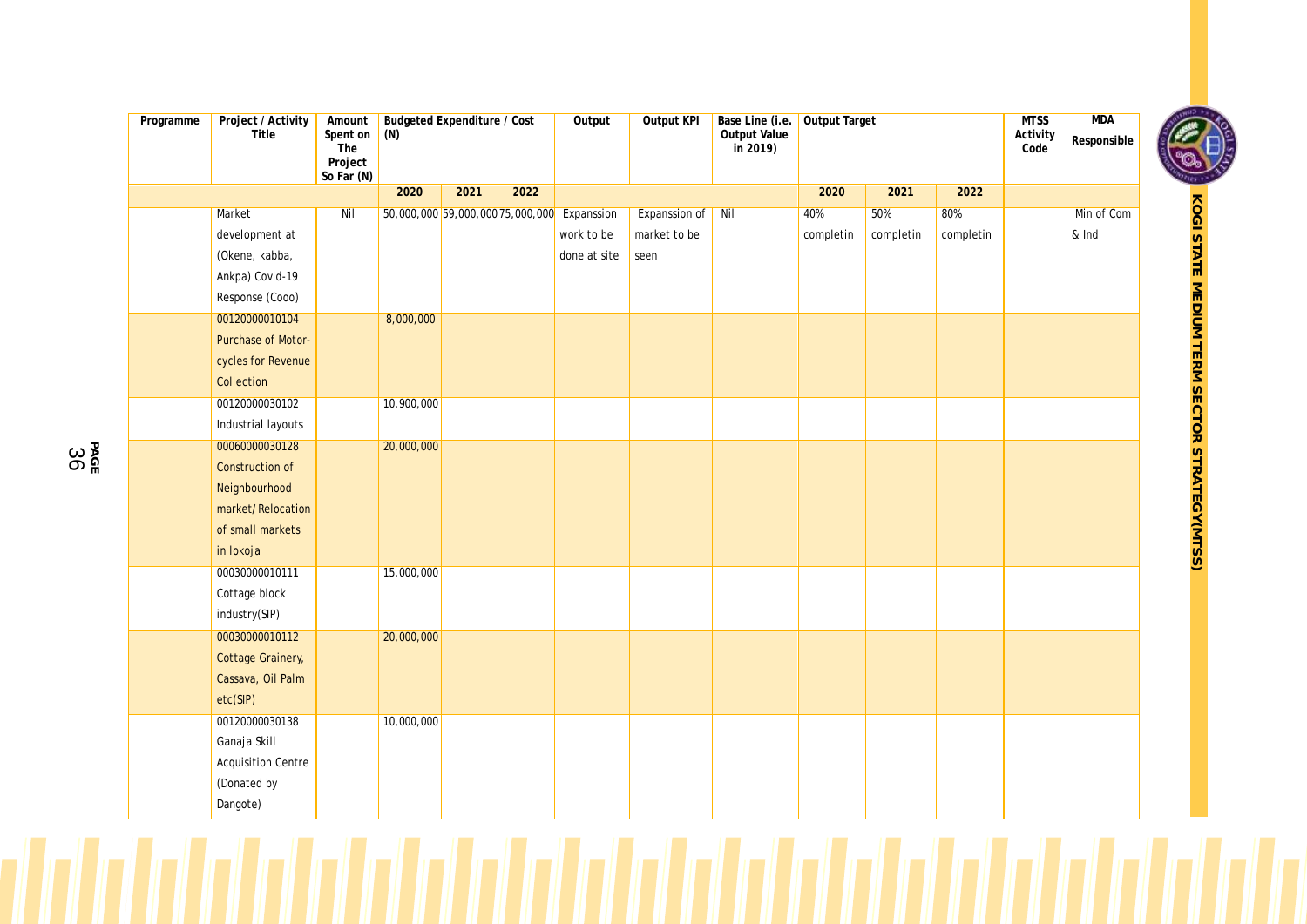| Programme | Project / Activity Title | Amount Spent on The Project So Far (N) | Budgeted Expenditure / Cost (N) | | | Output | Output KPI | Base Line (i.e. Output Value in 2019) | Output Target | | | MTSS Activity Code | MDA Responsible |
|---|---|---|---|---|---|---|---|---|---|---|---|---|---|
| | | | 2020 | 2021 | 2022 | | | | 2020 | 2021 | 2022 | | |
| | Market development at (Okene, kabba, Ankpa) Covid-19 Response (Cooo) | Nil | 50,000,000 | 59,000,000 | 75,000,000 | Expanssion work to be done at site | Expanssion of market to be seen | Nil | 40% completin | 50% completin | 80% completin | | Min of Com & Ind |
| | 00120000010104 Purchase of Motor-cycles for Revenue Collection | | 8,000,000 | | | | | | | | | | |
| | 00120000030102 Industrial layouts | | 10,900,000 | | | | | | | | | | |
| | 00060000030128 Construction of Neighbourhood market/Relocation of small markets in lokoja | | 20,000,000 | | | | | | | | | | |
| | 00030000010111 Cottage block industry(SIP) | | 15,000,000 | | | | | | | | | | |
| | 00030000010112 Cottage Grainery, Cassava, Oil Palm etc(SIP) | | 20,000,000 | | | | | | | | | | |
| | 00120000030138 Ganaja Skill Acquisition Centre (Donated by Dangote) | | 10,000,000 | | | | | | | | | | |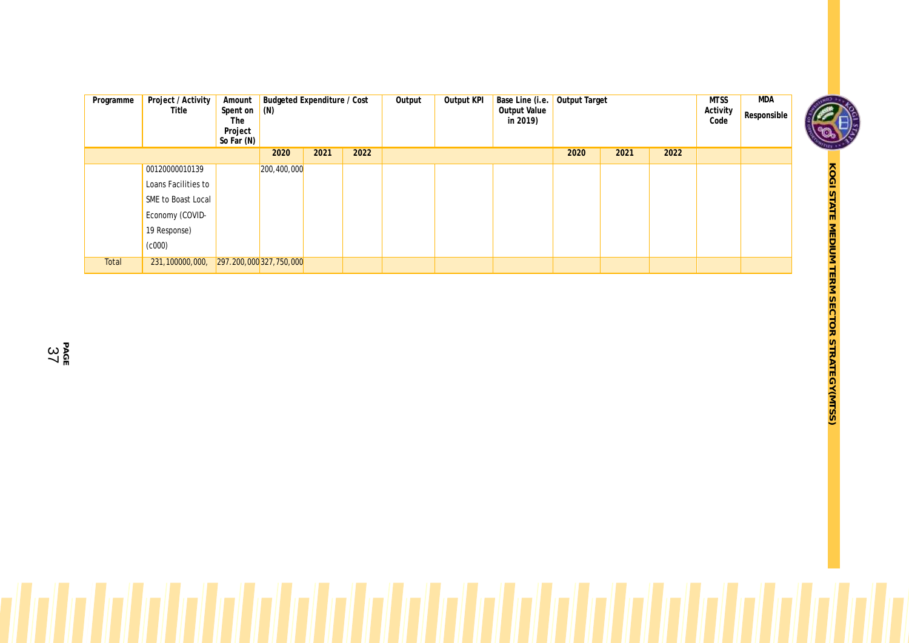| Programme | Project / Activity Title | Amount Spent on The Project So Far (N) | Budgeted Expenditure / Cost (N) | | | Output | Output KPI | Base Line (i.e. Output Value in 2019) | Output Target | | | MTSS Activity Code | MDA Responsible |
|---|---|---|---|---|---|---|---|---|---|---|---|---|---|
| | | | 2020 | 2021 | 2022 | | | | 2020 | 2021 | 2022 | | |
| | 00120000010139 Loans Facilities to SME to Boast Local Economy (COVID-19 Response) (c000) | | 200,400,000 | | | | | | | | | | |
| Total | 231,100000,000, | 297.200,000 | 327,750,000 | | | | | | | | | | |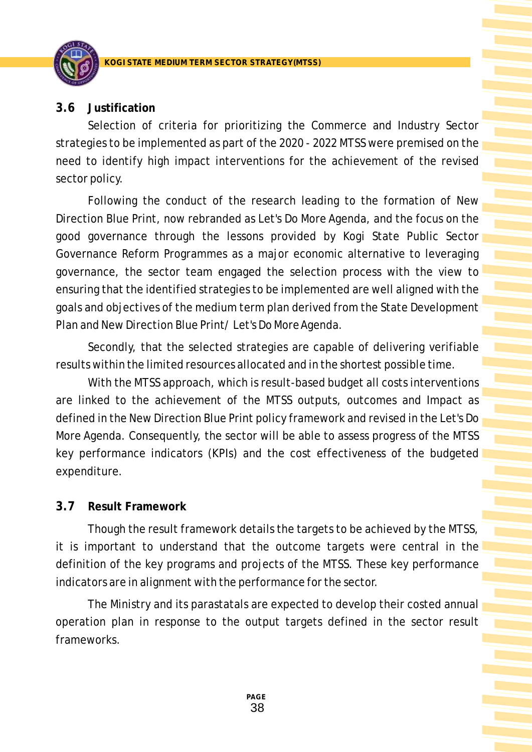### 3.6 Justification

Selection of criteria for prioritizing the Commerce and Industry Sector strategies to be implemented as part of the 2020 - 2022 MTSS were premised on the need to identify high impact interventions for the achievement of the revised sector policy.

Following the conduct of the research leading to the formation of New Direction Blue Print, now rebranded as Let's Do More Agenda, and the focus on the good governance through the lessons provided by Kogi State Public Sector Governance Reform Programmes as a major economic alternative to leveraging governance, the sector team engaged the selection process with the view to ensuring that the identified strategies to be implemented are well aligned with the goals and objectives of the medium term plan derived from the State Development Plan and New Direction Blue Print/ Let's Do More Agenda.

Secondly, that the selected strategies are capable of delivering verifiable results within the limited resources allocated and in the shortest possible time.

With the MTSS approach, which is result-based budget all costs interventions are linked to the achievement of the MTSS outputs, outcomes and Impact as defined in the New Direction Blue Print policy framework and revised in the Let's Do More Agenda. Consequently, the sector will be able to assess progress of the MTSS key performance indicators (KPIs) and the cost effectiveness of the budgeted expenditure.

### 3.7 Result Framework

Though the result framework details the targets to be achieved by the MTSS, it is important to understand that the outcome targets were central in the definition of the key programs and projects of the MTSS. These key performance indicators are in alignment with the performance for the sector.

The Ministry and its parastatals are expected to develop their costed annual operation plan in response to the output targets defined in the sector result frameworks.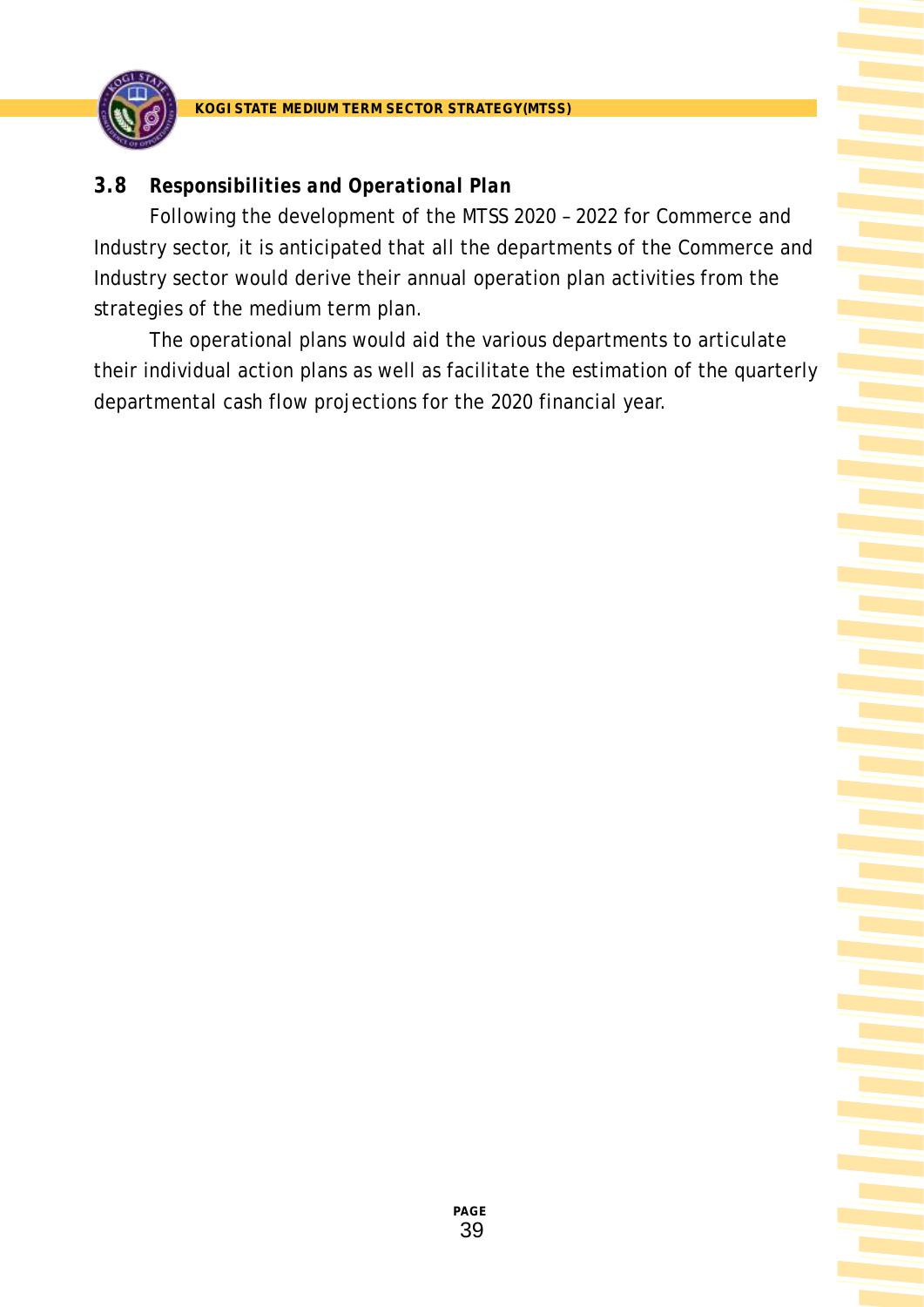### 3.8 *Responsibilities and Operational Plan*

Following the development of the MTSS 2020 – 2022 for Commerce and Industry sector, it is anticipated that all the departments of the Commerce and Industry sector would derive their annual operation plan activities from the strategies of the medium term plan.

The operational plans would aid the various departments to articulate their individual action plans as well as facilitate the estimation of the quarterly departmental cash flow projections for the 2020 financial year.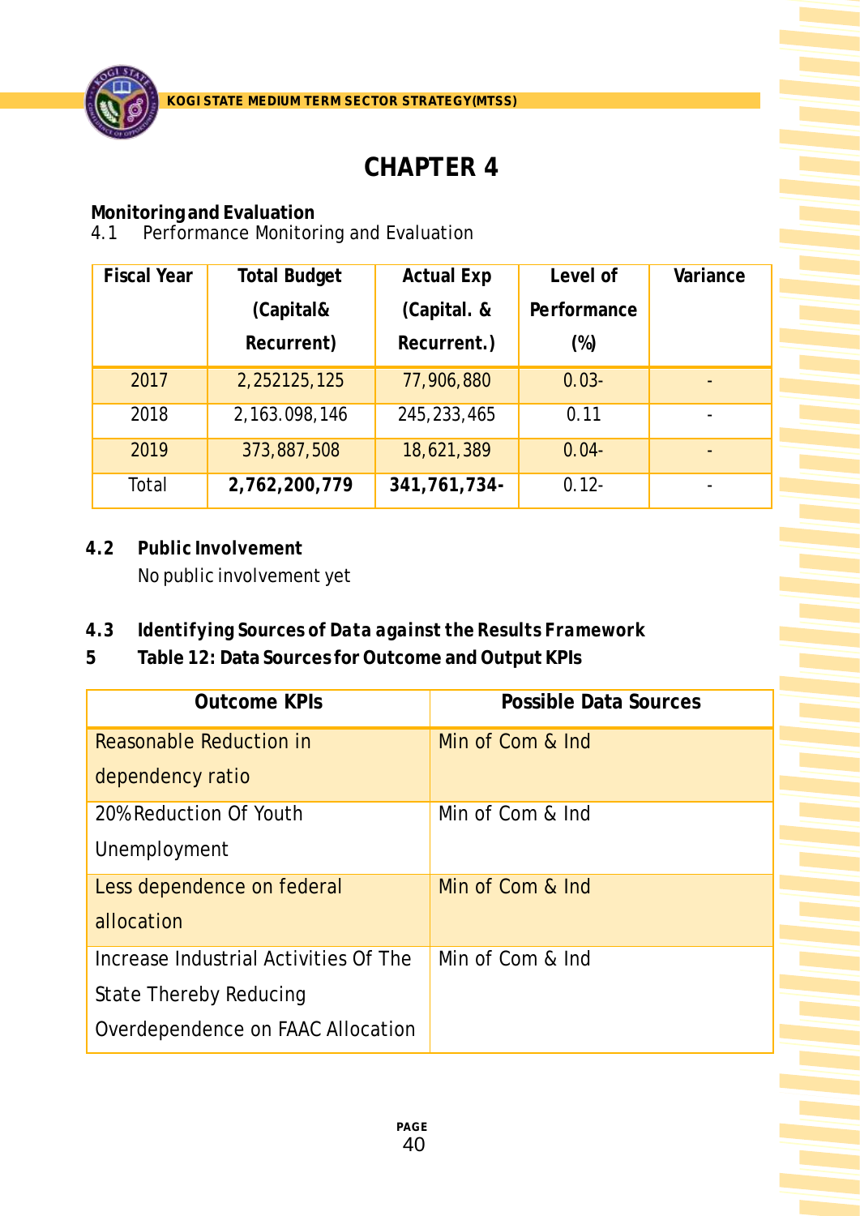# CHAPTER 4

**Monitoring and Evaluation**

4.1 Performance Monitoring and Evaluation

| Fiscal Year | Total Budget (Capital& Recurrent) | Actual Exp (Capital. & Recurrent.) | Level of Performance (%) | Variance |
|---|---|---|---|---|
| 2017 | 2,252125,125 | 77,906,880 | 0.03- | - |
| 2018 | 2,163.098,146 | 245,233,465 | 0.11 | - |
| 2019 | 373,887,508 | 18,621,389 | 0.04- | - |
| Total | **2,762,200,779** | **341,761,734-** | 0.12- | - |

**4.2 Public Involvement**

No public involvement yet

***4.3 Identifying Sources of Data against the Results Framework***

**5 Table 12: Data Sources for Outcome and Output KPIs**

| Outcome KPIs | Possible Data Sources |
|---|---|
| Reasonable Reduction in dependency ratio | Min of Com & Ind |
| 20% Reduction Of Youth Unemployment | Min of Com & Ind |
| Less dependence on federal allocation | Min of Com & Ind |
| Increase Industrial Activities Of The State Thereby Reducing Overdependence on FAAC Allocation | Min of Com & Ind |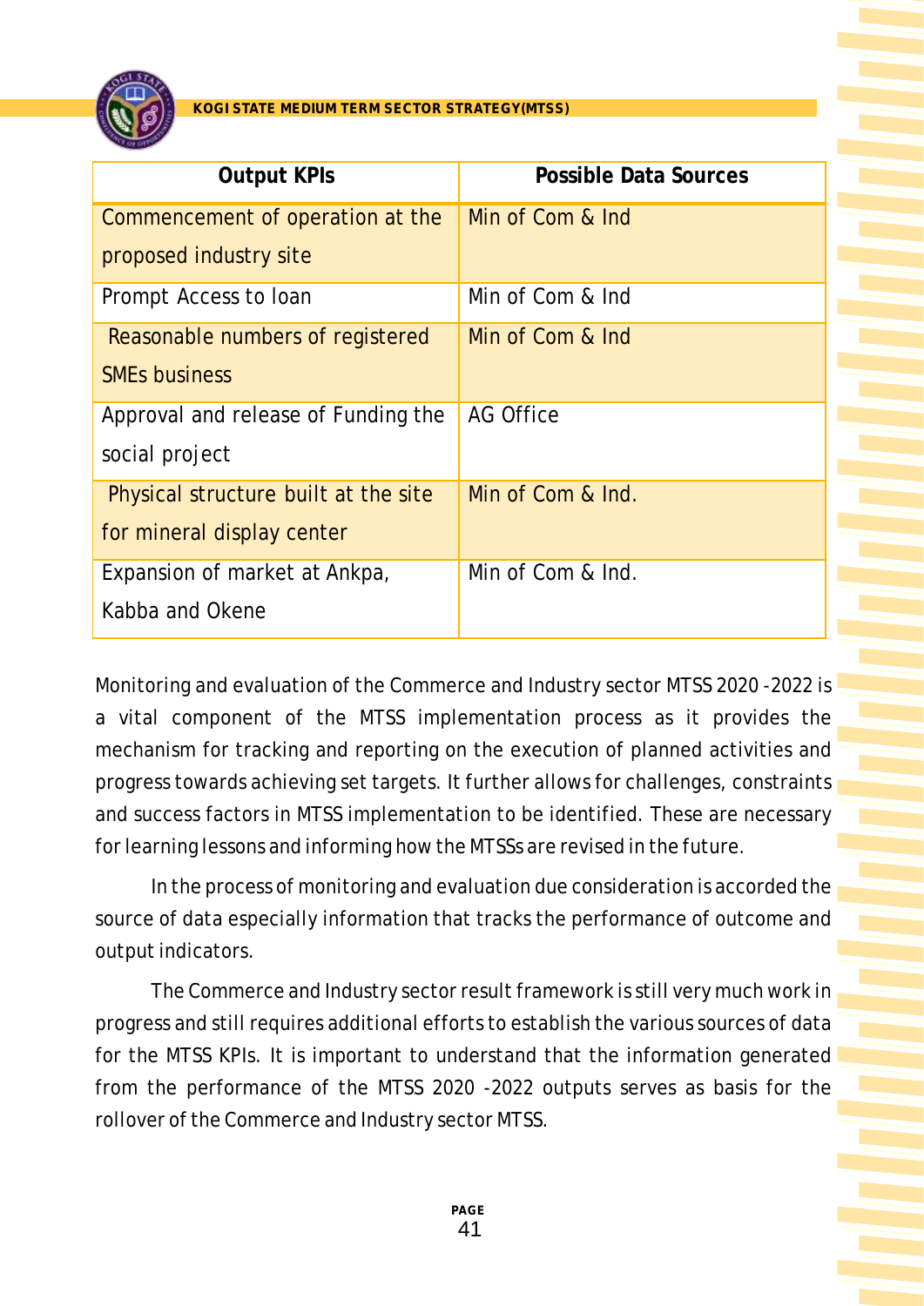| Output KPIs | Possible Data Sources |
|---|---|
| Commencement of operation at the proposed industry site | Min of Com & Ind |
| Prompt Access to loan | Min of Com & Ind |
| Reasonable numbers of registered SMEs business | Min of Com & Ind |
| Approval and release of Funding the social project | AG Office |
| Physical structure built at the site for mineral display center | Min of Com & Ind. |
| Expansion of market at Ankpa, Kabba and Okene | Min of Com & Ind. |

Monitoring and evaluation of the Commerce and Industry sector MTSS 2020 -2022 is a vital component of the MTSS implementation process as it provides the mechanism for tracking and reporting on the execution of planned activities and progress towards achieving set targets. It further allows for challenges, constraints and success factors in MTSS implementation to be identified. These are necessary for learning lessons and informing how the MTSSs are revised in the future.

In the process of monitoring and evaluation due consideration is accorded the source of data especially information that tracks the performance of outcome and output indicators.

The Commerce and Industry sector result framework is still very much work in progress and still requires additional efforts to establish the various sources of data for the MTSS KPIs. It is important to understand that the information generated from the performance of the MTSS 2020 -2022 outputs serves as basis for the rollover of the Commerce and Industry sector MTSS.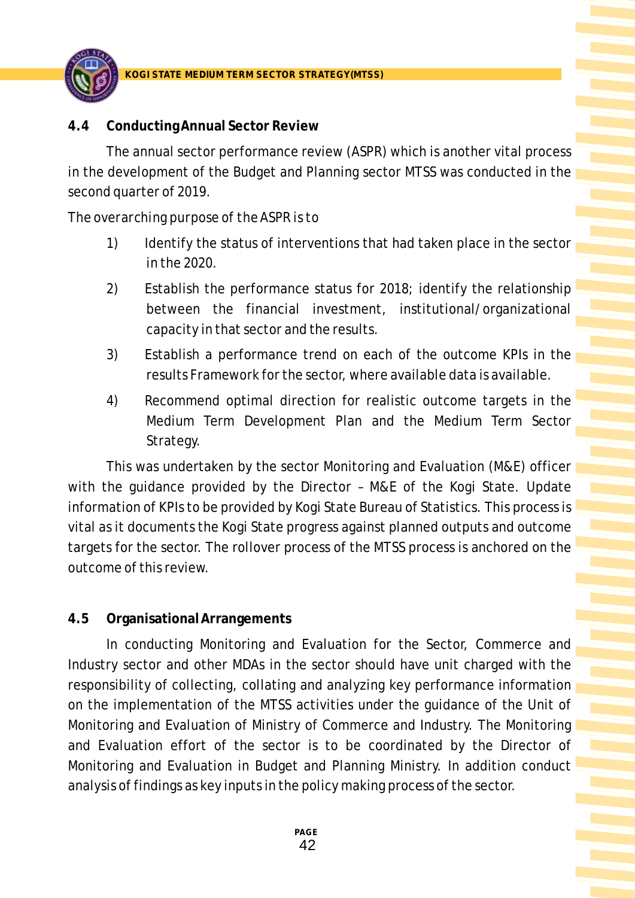## 4.4 Conducting Annual Sector Review

The annual sector performance review (ASPR) which is another vital process in the development of the Budget and Planning sector MTSS was conducted in the second quarter of 2019.

The overarching purpose of the ASPR is to

1) Identify the status of interventions that had taken place in the sector in the 2020.
2) Establish the performance status for 2018; identify the relationship between the financial investment, institutional/organizational capacity in that sector and the results.
3) Establish a performance trend on each of the outcome KPIs in the results Framework for the sector, where available data is available.
4) Recommend optimal direction for realistic outcome targets in the Medium Term Development Plan and the Medium Term Sector Strategy.

This was undertaken by the sector Monitoring and Evaluation (M&E) officer with the guidance provided by the Director – M&E of the Kogi State. Update information of KPIs to be provided by Kogi State Bureau of Statistics. This process is vital as it documents the Kogi State progress against planned outputs and outcome targets for the sector. The rollover process of the MTSS process is anchored on the outcome of this review.

## 4.5 Organisational Arrangements

In conducting Monitoring and Evaluation for the Sector, Commerce and Industry sector and other MDAs in the sector should have unit charged with the responsibility of collecting, collating and analyzing key performance information on the implementation of the MTSS activities under the guidance of the Unit of Monitoring and Evaluation of Ministry of Commerce and Industry. The Monitoring and Evaluation effort of the sector is to be coordinated by the Director of Monitoring and Evaluation in Budget and Planning Ministry. In addition conduct analysis of findings as key inputs in the policy making process of the sector.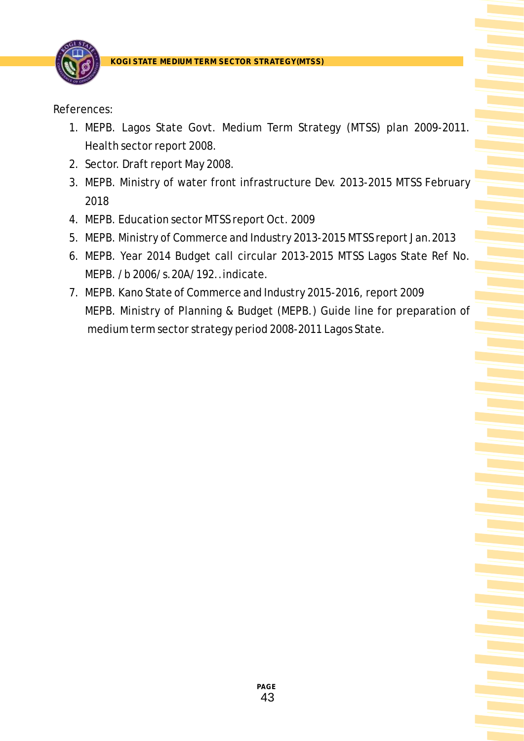References:

1. MEPB. Lagos State Govt. Medium Term Strategy (MTSS) plan 2009-2011. Health sector report 2008.
2. Sector. Draft report May 2008.
3. MEPB. Ministry of water front infrastructure Dev. 2013-2015 MTSS February 2018
4. MEPB. Education sector MTSS report Oct. 2009
5. MEPB. Ministry of Commerce and Industry 2013-2015 MTSS report Jan. 2013
6. MEPB. Year 2014 Budget call circular 2013-2015 MTSS Lagos State Ref No. MEPB. / b 2006/ s. 20A/ 192. . indicate.
7. MEPB. Kano State of Commerce and Industry 2015-2016, report 2009
   MEPB. Ministry of Planning & Budget (MEPB.) Guide line for preparation of medium term sector strategy period 2008-2011 Lagos State.